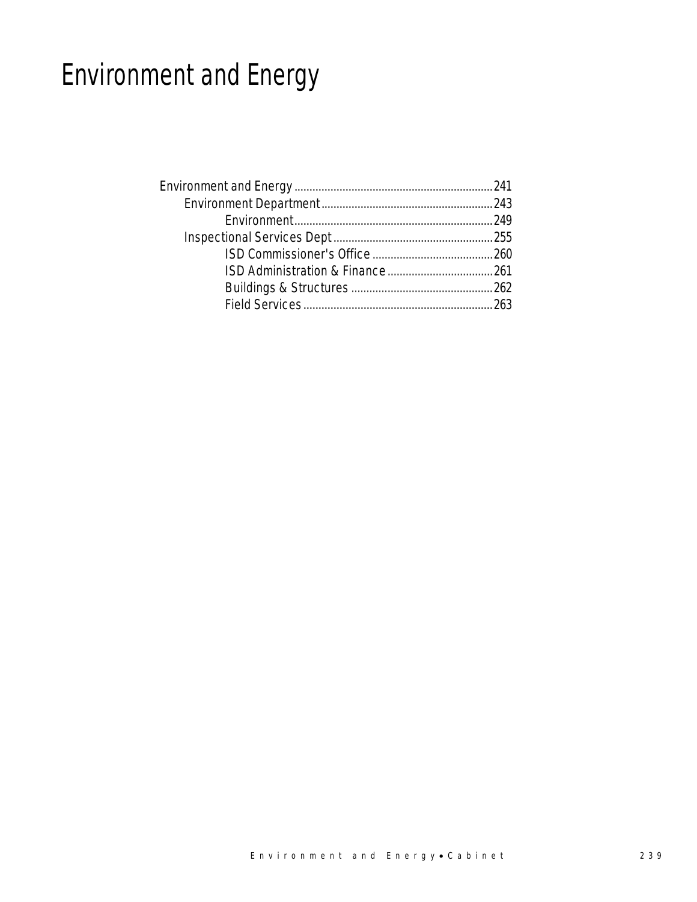# Environment and Energy

- Environment and Energy .................................................................. 241
  - Environment Department ......................................................... 243
    - Environment .................................................................. 249
  - Inspectional Services Dept ..................................................... 255
    - ISD Commissioner's Office ........................................ 260
    - ISD Administration & Finance ................................... 261
    - Buildings & Structures ............................................... 262
    - Field Services ............................................................... 263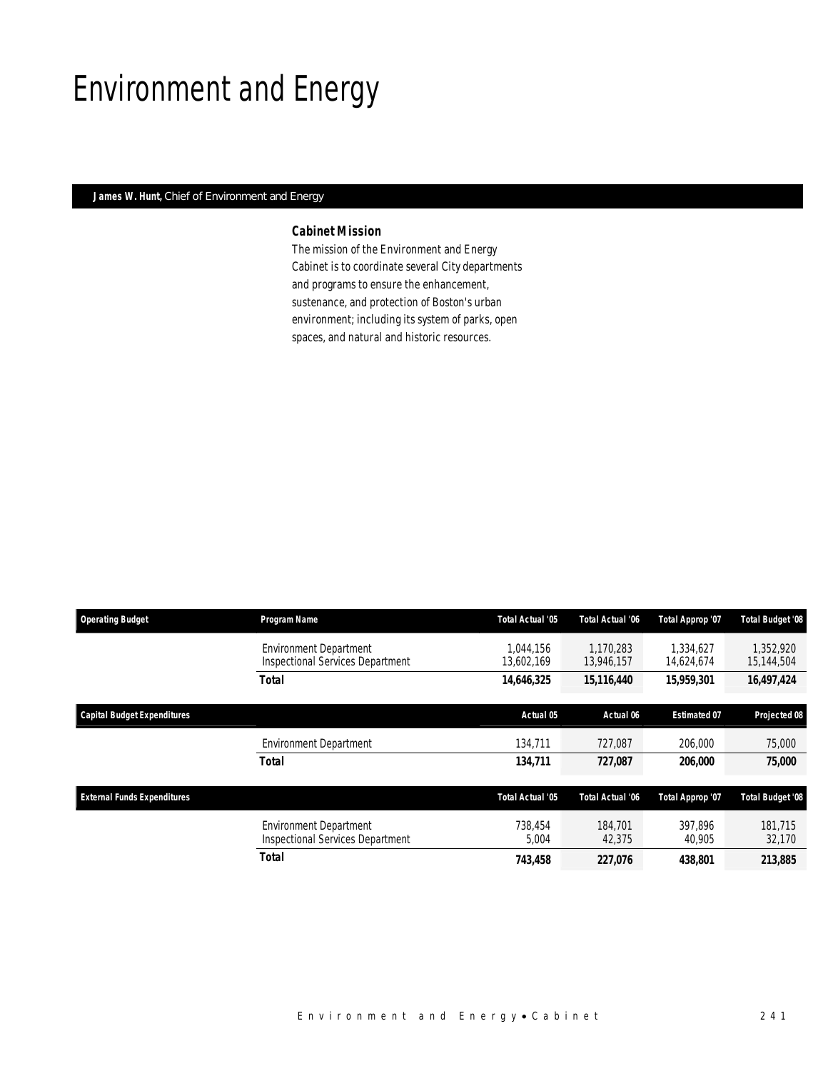# Environment and Energy

**James W. Hunt,** Chief of Environment and Energy

### Cabinet Mission

The mission of the Environment and Energy Cabinet is to coordinate several City departments and programs to ensure the enhancement, sustenance, and protection of Boston's urban environment; including its system of parks, open spaces, and natural and historic resources.

| Operating Budget | Program Name | Total Actual '05 | Total Actual '06 | Total Approp '07 | Total Budget '08 |
|---|---|---|---|---|---|
| | Environment Department | 1,044,156 | 1,170,283 | 1,334,627 | 1,352,920 |
| | Inspectional Services Department | 13,602,169 | 13,946,157 | 14,624,674 | 15,144,504 |
| | **Total** | **14,646,325** | **15,116,440** | **15,959,301** | **16,497,424** |

| Capital Budget Expenditures | | Actual 05 | Actual 06 | Estimated 07 | Projected 08 |
|---|---|---|---|---|---|
| | Environment Department | 134,711 | 727,087 | 206,000 | 75,000 |
| | **Total** | **134,711** | **727,087** | **206,000** | **75,000** |

| External Funds Expenditures | | Total Actual '05 | Total Actual '06 | Total Approp '07 | Total Budget '08 |
|---|---|---|---|---|---|
| | Environment Department | 738,454 | 184,701 | 397,896 | 181,715 |
| | Inspectional Services Department | 5,004 | 42,375 | 40,905 | 32,170 |
| | **Total** | **743,458** | **227,076** | **438,801** | **213,885** |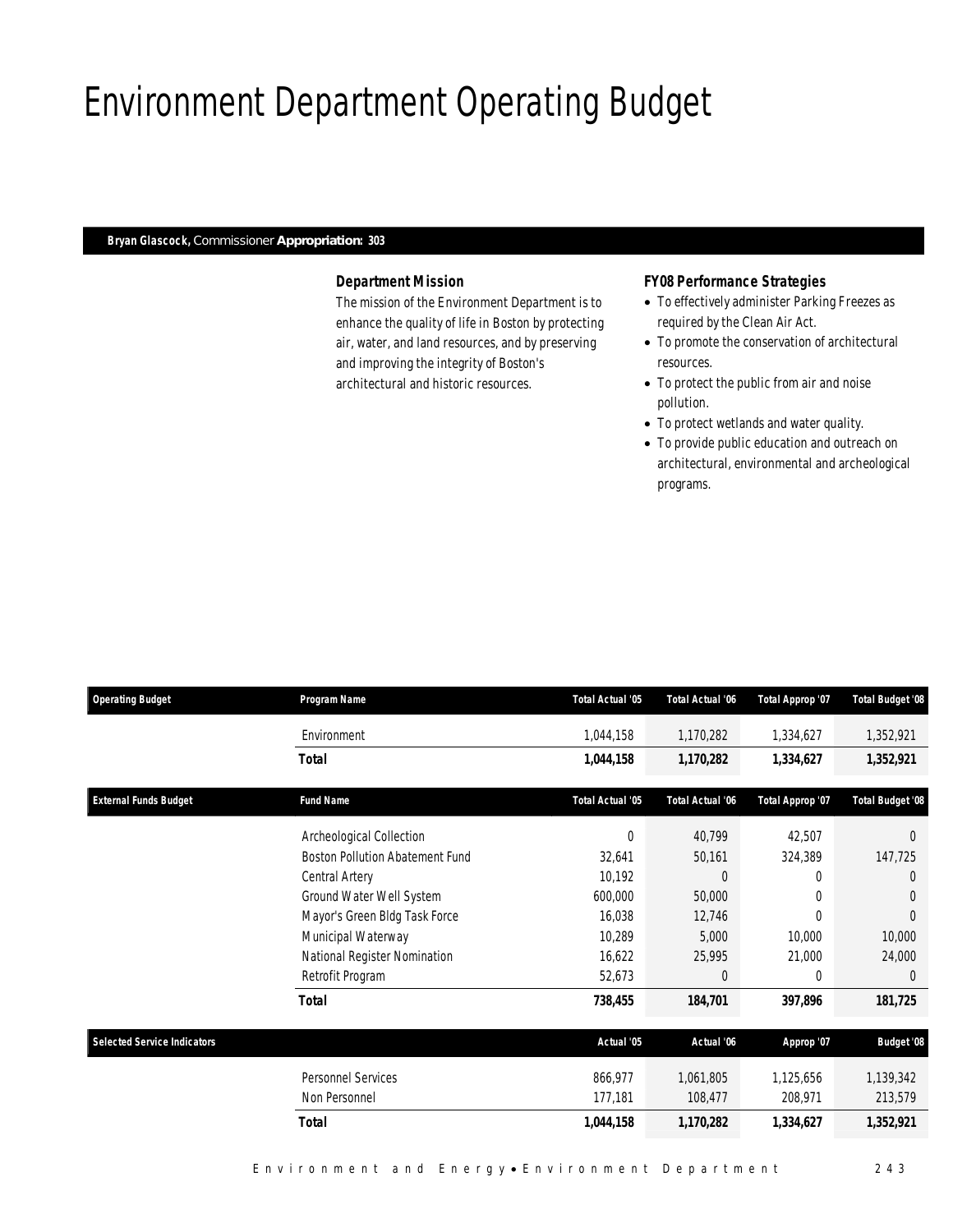# Environment Department Operating Budget

**Bryan Glascock,** Commissioner **Appropriation: 303**

### Department Mission

The mission of the Environment Department is to enhance the quality of life in Boston by protecting air, water, and land resources, and by preserving and improving the integrity of Boston's architectural and historic resources.

### FY08 Performance Strategies

- To effectively administer Parking Freezes as required by the Clean Air Act.
- To promote the conservation of architectural resources.
- To protect the public from air and noise pollution.
- To protect wetlands and water quality.
- To provide public education and outreach on architectural, environmental and archeological programs.

| Operating Budget | Program Name | Total Actual '05 | Total Actual '06 | Total Approp '07 | Total Budget '08 |
|---|---|---|---|---|---|
| | Environment | 1,044,158 | 1,170,282 | 1,334,627 | 1,352,921 |
| | **Total** | **1,044,158** | **1,170,282** | **1,334,627** | **1,352,921** |

| External Funds Budget | Fund Name | Total Actual '05 | Total Actual '06 | Total Approp '07 | Total Budget '08 |
|---|---|---|---|---|---|
| | Archeological Collection | 0 | 40,799 | 42,507 | 0 |
| | Boston Pollution Abatement Fund | 32,641 | 50,161 | 324,389 | 147,725 |
| | Central Artery | 10,192 | 0 | 0 | 0 |
| | Ground Water Well System | 600,000 | 50,000 | 0 | 0 |
| | Mayor's Green Bldg Task Force | 16,038 | 12,746 | 0 | 0 |
| | Municipal Waterway | 10,289 | 5,000 | 10,000 | 10,000 |
| | National Register Nomination | 16,622 | 25,995 | 21,000 | 24,000 |
| | Retrofit Program | 52,673 | 0 | 0 | 0 |
| | **Total** | **738,455** | **184,701** | **397,896** | **181,725** |

| Selected Service Indicators | | Actual '05 | Actual '06 | Approp '07 | Budget '08 |
|---|---|---|---|---|---|
| | Personnel Services | 866,977 | 1,061,805 | 1,125,656 | 1,139,342 |
| | Non Personnel | 177,181 | 108,477 | 208,971 | 213,579 |
| | **Total** | **1,044,158** | **1,170,282** | **1,334,627** | **1,352,921** |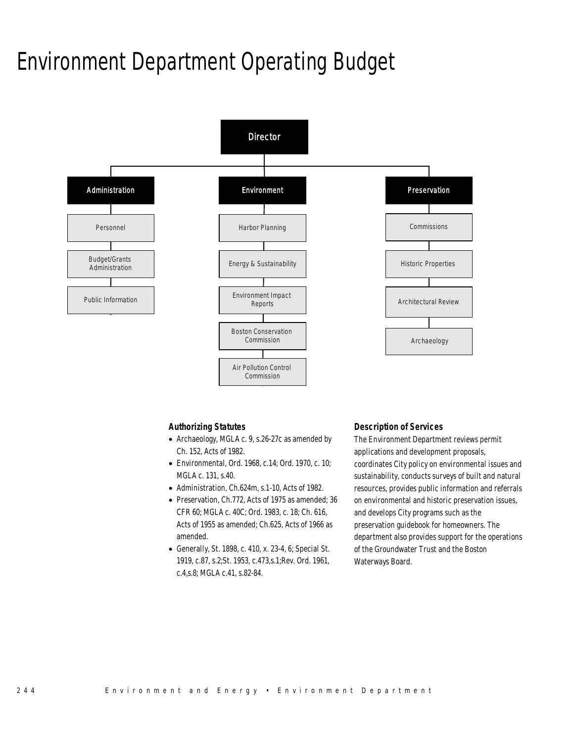# Environment Department Operating Budget

Director

- Administration
  - Personnel
  - Budget/Grants Administration
  - Public Information
- Environment
  - Harbor Planning
  - Energy & Sustainability
  - Environment Impact Reports
  - Boston Conservation Commission
  - Air Pollution Control Commission
- Preservation
  - Commissions
  - Historic Properties
  - Architectural Review
  - Archaeology

**Authorizing Statutes**

- Archaeology, MGLA c. 9, s.26-27c as amended by Ch. 152, Acts of 1982.
- Environmental, Ord. 1968, c.14; Ord. 1970, c. 10; MGLA c. 131, s.40.
- Administration, Ch.624m, s.1-10, Acts of 1982.
- Preservation, Ch.772, Acts of 1975 as amended; 36 CFR 60; MGLA c. 40C; Ord. 1983, c. 18; Ch. 616, Acts of 1955 as amended; Ch.625, Acts of 1966 as amended.
- Generally, St. 1898, c. 410, x. 23-4, 6; Special St. 1919, c.87, s.2;St. 1953, c.473,s.1;Rev. Ord. 1961, c.4,s.8; MGLA c.41, s.82-84.

**Description of Services**

The Environment Department reviews permit applications and development proposals, coordinates City policy on environmental issues and sustainability, conducts surveys of built and natural resources, provides public information and referrals on environmental and historic preservation issues, and develops City programs such as the preservation guidebook for homeowners. The department also provides support for the operations of the Groundwater Trust and the Boston Waterways Board.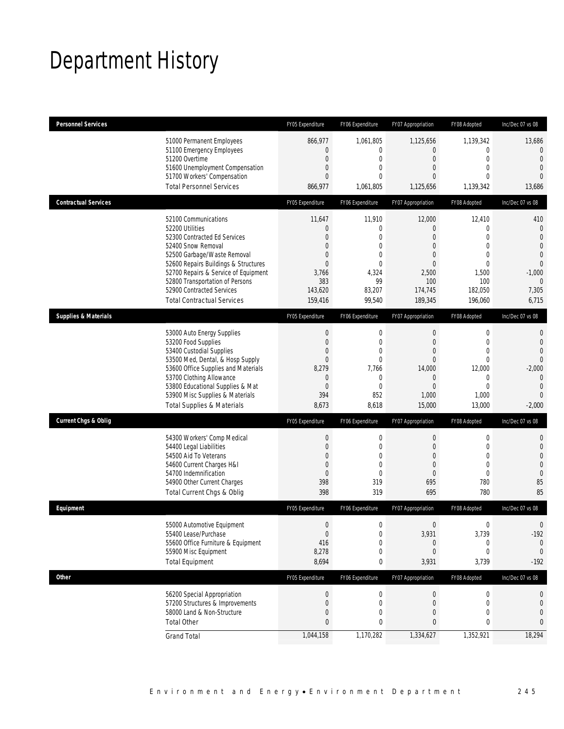# Department History

| Personnel Services | | FY05 Expenditure | FY06 Expenditure | FY07 Appropriation | FY08 Adopted | Inc/Dec 07 vs 08 |
|---|---|---|---|---|---|---|
| | 51000 Permanent Employees | 866,977 | 1,061,805 | 1,125,656 | 1,139,342 | 13,686 |
| | 51100 Emergency Employees | 0 | 0 | 0 | 0 | 0 |
| | 51200 Overtime | 0 | 0 | 0 | 0 | 0 |
| | 51600 Unemployment Compensation | 0 | 0 | 0 | 0 | 0 |
| | 51700 Workers' Compensation | 0 | 0 | 0 | 0 | 0 |
| | Total Personnel Services | 866,977 | 1,061,805 | 1,125,656 | 1,139,342 | 13,686 |
| **Contractual Services** | | FY05 Expenditure | FY06 Expenditure | FY07 Appropriation | FY08 Adopted | Inc/Dec 07 vs 08 |
| | 52100 Communications | 11,647 | 11,910 | 12,000 | 12,410 | 410 |
| | 52200 Utilities | 0 | 0 | 0 | 0 | 0 |
| | 52300 Contracted Ed Services | 0 | 0 | 0 | 0 | 0 |
| | 52400 Snow Removal | 0 | 0 | 0 | 0 | 0 |
| | 52500 Garbage/Waste Removal | 0 | 0 | 0 | 0 | 0 |
| | 52600 Repairs Buildings & Structures | 0 | 0 | 0 | 0 | 0 |
| | 52700 Repairs & Service of Equipment | 3,766 | 4,324 | 2,500 | 1,500 | -1,000 |
| | 52800 Transportation of Persons | 383 | 99 | 100 | 100 | 0 |
| | 52900 Contracted Services | 143,620 | 83,207 | 174,745 | 182,050 | 7,305 |
| | Total Contractual Services | 159,416 | 99,540 | 189,345 | 196,060 | 6,715 |
| **Supplies & Materials** | | FY05 Expenditure | FY06 Expenditure | FY07 Appropriation | FY08 Adopted | Inc/Dec 07 vs 08 |
| | 53000 Auto Energy Supplies | 0 | 0 | 0 | 0 | 0 |
| | 53200 Food Supplies | 0 | 0 | 0 | 0 | 0 |
| | 53400 Custodial Supplies | 0 | 0 | 0 | 0 | 0 |
| | 53500 Med, Dental, & Hosp Supply | 0 | 0 | 0 | 0 | 0 |
| | 53600 Office Supplies and Materials | 8,279 | 7,766 | 14,000 | 12,000 | -2,000 |
| | 53700 Clothing Allowance | 0 | 0 | 0 | 0 | 0 |
| | 53800 Educational Supplies & Mat | 0 | 0 | 0 | 0 | 0 |
| | 53900 Misc Supplies & Materials | 394 | 852 | 1,000 | 1,000 | 0 |
| | Total Supplies & Materials | 8,673 | 8,618 | 15,000 | 13,000 | -2,000 |
| **Current Chgs & Oblig** | | FY05 Expenditure | FY06 Expenditure | FY07 Appropriation | FY08 Adopted | Inc/Dec 07 vs 08 |
| | 54300 Workers' Comp Medical | 0 | 0 | 0 | 0 | 0 |
| | 54400 Legal Liabilities | 0 | 0 | 0 | 0 | 0 |
| | 54500 Aid To Veterans | 0 | 0 | 0 | 0 | 0 |
| | 54600 Current Charges H&I | 0 | 0 | 0 | 0 | 0 |
| | 54700 Indemnification | 0 | 0 | 0 | 0 | 0 |
| | 54900 Other Current Charges | 398 | 319 | 695 | 780 | 85 |
| | Total Current Chgs & Oblig | 398 | 319 | 695 | 780 | 85 |
| **Equipment** | | FY05 Expenditure | FY06 Expenditure | FY07 Appropriation | FY08 Adopted | Inc/Dec 07 vs 08 |
| | 55000 Automotive Equipment | 0 | 0 | 0 | 0 | 0 |
| | 55400 Lease/Purchase | 0 | 0 | 3,931 | 3,739 | -192 |
| | 55600 Office Furniture & Equipment | 416 | 0 | 0 | 0 | 0 |
| | 55900 Misc Equipment | 8,278 | 0 | 0 | 0 | 0 |
| | Total Equipment | 8,694 | 0 | 3,931 | 3,739 | -192 |
| **Other** | | FY05 Expenditure | FY06 Expenditure | FY07 Appropriation | FY08 Adopted | Inc/Dec 07 vs 08 |
| | 56200 Special Appropriation | 0 | 0 | 0 | 0 | 0 |
| | 57200 Structures & Improvements | 0 | 0 | 0 | 0 | 0 |
| | 58000 Land & Non-Structure | 0 | 0 | 0 | 0 | 0 |
| | Total Other | 0 | 0 | 0 | 0 | 0 |
| | Grand Total | 1,044,158 | 1,170,282 | 1,334,627 | 1,352,921 | 18,294 |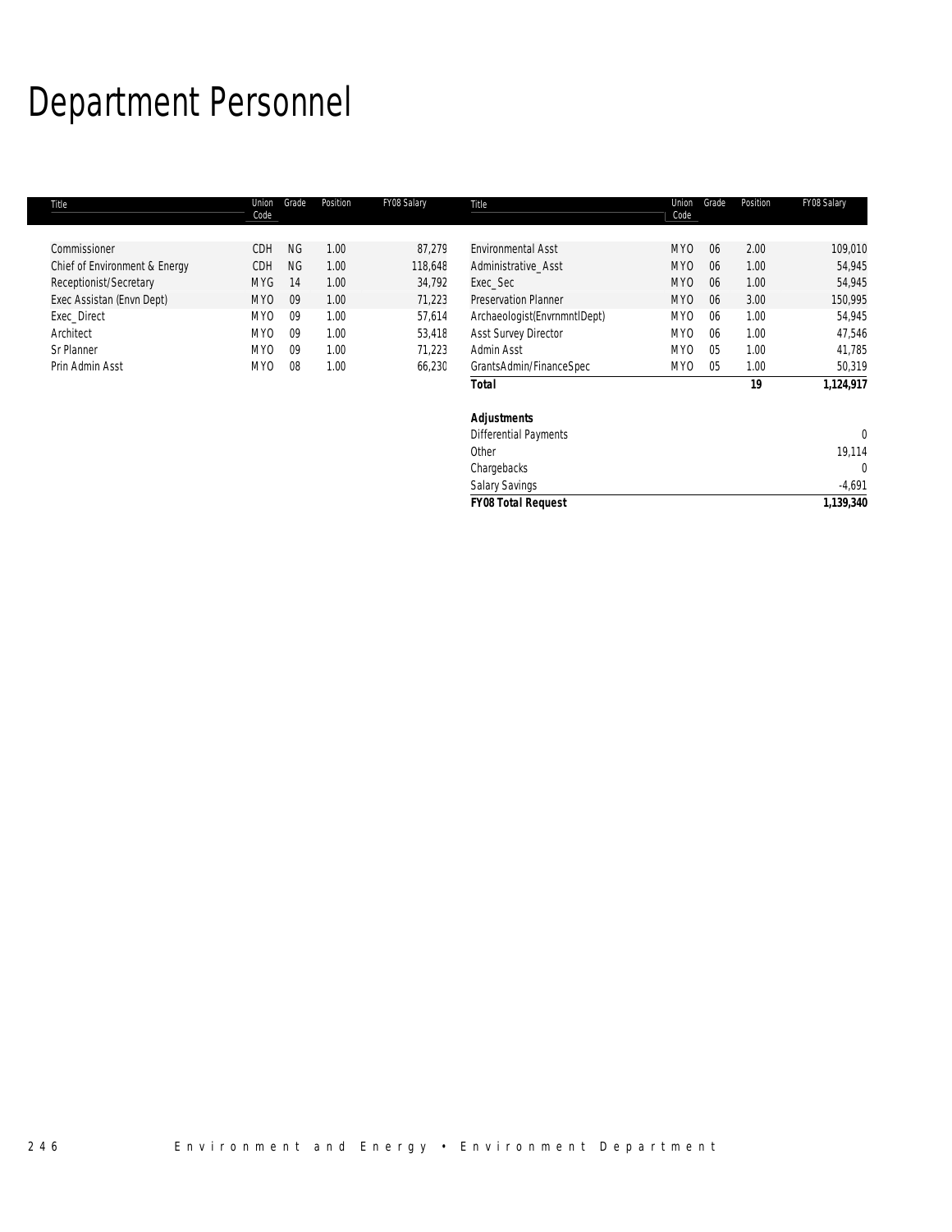# Department Personnel

| Title | Union Code | Grade | Position | FY08 Salary |
|---|---|---|---|---|
| Commissioner | CDH | NG | 1.00 | 87,279 |
| Chief of Environment & Energy | CDH | NG | 1.00 | 118,648 |
| Receptionist/Secretary | MYG | 14 | 1.00 | 34,792 |
| Exec Assistan (Envn Dept) | MYO | 09 | 1.00 | 71,223 |
| Exec_Direct | MYO | 09 | 1.00 | 57,614 |
| Architect | MYO | 09 | 1.00 | 53,418 |
| Sr Planner | MYO | 09 | 1.00 | 71,223 |
| Prin Admin Asst | MYO | 08 | 1.00 | 66,230 |
| Environmental Asst | MYO | 06 | 2.00 | 109,010 |
| Administrative_Asst | MYO | 06 | 1.00 | 54,945 |
| Exec_Sec | MYO | 06 | 1.00 | 54,945 |
| Preservation Planner | MYO | 06 | 3.00 | 150,995 |
| Archaeologist(EnvrnmntlDept) | MYO | 06 | 1.00 | 54,945 |
| Asst Survey Director | MYO | 06 | 1.00 | 47,546 |
| Admin Asst | MYO | 05 | 1.00 | 41,785 |
| GrantsAdmin/FinanceSpec | MYO | 05 | 1.00 | 50,319 |
| **Total** | | | **19** | **1,124,917** |

| ***Adjustments*** | |
|---|---|
| Differential Payments | 0 |
| Other | 19,114 |
| Chargebacks | 0 |
| Salary Savings | -4,691 |
| ***FY08 Total Request*** | **1,139,340** |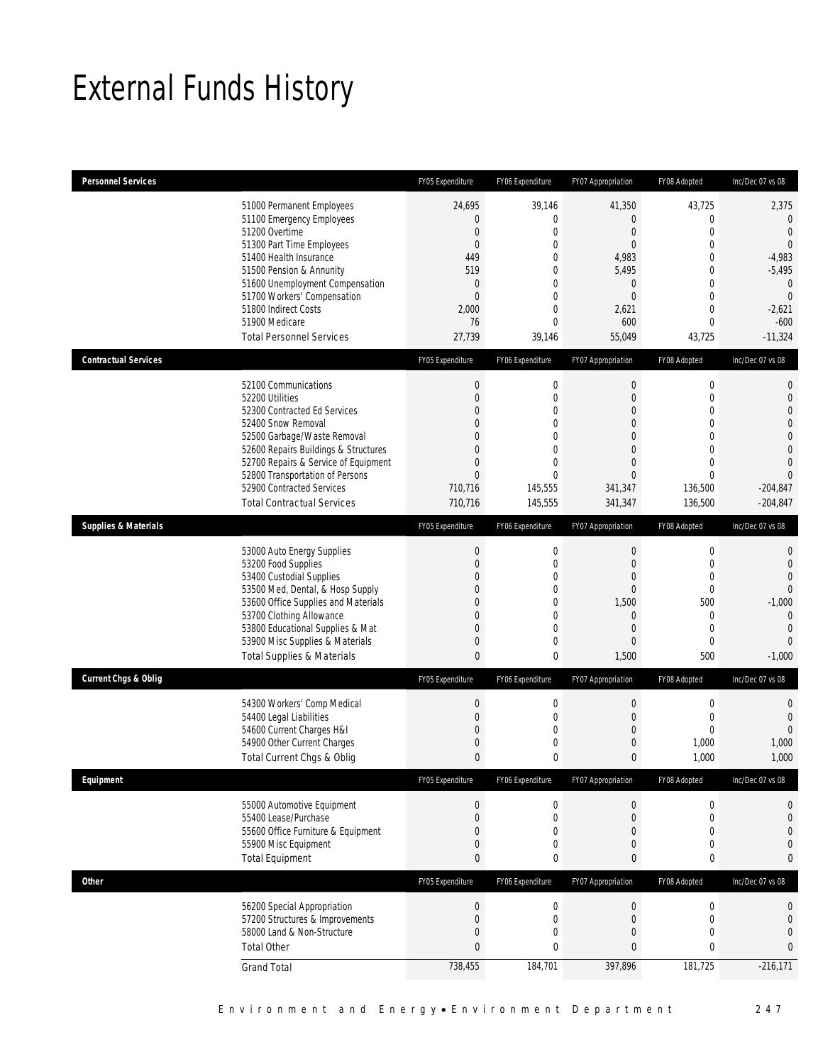# External Funds History

| Personnel Services | | FY05 Expenditure | FY06 Expenditure | FY07 Appropriation | FY08 Adopted | Inc/Dec 07 vs 08 |
|---|---|---|---|---|---|---|
| | 51000 Permanent Employees | 24,695 | 39,146 | 41,350 | 43,725 | 2,375 |
| | 51100 Emergency Employees | 0 | 0 | 0 | 0 | 0 |
| | 51200 Overtime | 0 | 0 | 0 | 0 | 0 |
| | 51300 Part Time Employees | 0 | 0 | 0 | 0 | 0 |
| | 51400 Health Insurance | 449 | 0 | 4,983 | 0 | -4,983 |
| | 51500 Pension & Annunity | 519 | 0 | 5,495 | 0 | -5,495 |
| | 51600 Unemployment Compensation | 0 | 0 | 0 | 0 | 0 |
| | 51700 Workers' Compensation | 0 | 0 | 0 | 0 | 0 |
| | 51800 Indirect Costs | 2,000 | 0 | 2,621 | 0 | -2,621 |
| | 51900 Medicare | 76 | 0 | 600 | 0 | -600 |
| | Total Personnel Services | 27,739 | 39,146 | 55,049 | 43,725 | -11,324 |

| Contractual Services | | FY05 Expenditure | FY06 Expenditure | FY07 Appropriation | FY08 Adopted | Inc/Dec 07 vs 08 |
|---|---|---|---|---|---|---|
| | 52100 Communications | 0 | 0 | 0 | 0 | 0 |
| | 52200 Utilities | 0 | 0 | 0 | 0 | 0 |
| | 52300 Contracted Ed Services | 0 | 0 | 0 | 0 | 0 |
| | 52400 Snow Removal | 0 | 0 | 0 | 0 | 0 |
| | 52500 Garbage/Waste Removal | 0 | 0 | 0 | 0 | 0 |
| | 52600 Repairs Buildings & Structures | 0 | 0 | 0 | 0 | 0 |
| | 52700 Repairs & Service of Equipment | 0 | 0 | 0 | 0 | 0 |
| | 52800 Transportation of Persons | 0 | 0 | 0 | 0 | 0 |
| | 52900 Contracted Services | 710,716 | 145,555 | 341,347 | 136,500 | -204,847 |
| | Total Contractual Services | 710,716 | 145,555 | 341,347 | 136,500 | -204,847 |

| Supplies & Materials | | FY05 Expenditure | FY06 Expenditure | FY07 Appropriation | FY08 Adopted | Inc/Dec 07 vs 08 |
|---|---|---|---|---|---|---|
| | 53000 Auto Energy Supplies | 0 | 0 | 0 | 0 | 0 |
| | 53200 Food Supplies | 0 | 0 | 0 | 0 | 0 |
| | 53400 Custodial Supplies | 0 | 0 | 0 | 0 | 0 |
| | 53500 Med, Dental, & Hosp Supply | 0 | 0 | 0 | 0 | 0 |
| | 53600 Office Supplies and Materials | 0 | 0 | 1,500 | 500 | -1,000 |
| | 53700 Clothing Allowance | 0 | 0 | 0 | 0 | 0 |
| | 53800 Educational Supplies & Mat | 0 | 0 | 0 | 0 | 0 |
| | 53900 Misc Supplies & Materials | 0 | 0 | 0 | 0 | 0 |
| | Total Supplies & Materials | 0 | 0 | 1,500 | 500 | -1,000 |

| Current Chgs & Oblig | | FY05 Expenditure | FY06 Expenditure | FY07 Appropriation | FY08 Adopted | Inc/Dec 07 vs 08 |
|---|---|---|---|---|---|---|
| | 54300 Workers' Comp Medical | 0 | 0 | 0 | 0 | 0 |
| | 54400 Legal Liabilities | 0 | 0 | 0 | 0 | 0 |
| | 54600 Current Charges H&I | 0 | 0 | 0 | 0 | 0 |
| | 54900 Other Current Charges | 0 | 0 | 0 | 1,000 | 1,000 |
| | Total Current Chgs & Oblig | 0 | 0 | 0 | 1,000 | 1,000 |

| Equipment | | FY05 Expenditure | FY06 Expenditure | FY07 Appropriation | FY08 Adopted | Inc/Dec 07 vs 08 |
|---|---|---|---|---|---|---|
| | 55000 Automotive Equipment | 0 | 0 | 0 | 0 | 0 |
| | 55400 Lease/Purchase | 0 | 0 | 0 | 0 | 0 |
| | 55600 Office Furniture & Equipment | 0 | 0 | 0 | 0 | 0 |
| | 55900 Misc Equipment | 0 | 0 | 0 | 0 | 0 |
| | Total Equipment | 0 | 0 | 0 | 0 | 0 |

| Other | | FY05 Expenditure | FY06 Expenditure | FY07 Appropriation | FY08 Adopted | Inc/Dec 07 vs 08 |
|---|---|---|---|---|---|---|
| | 56200 Special Appropriation | 0 | 0 | 0 | 0 | 0 |
| | 57200 Structures & Improvements | 0 | 0 | 0 | 0 | 0 |
| | 58000 Land & Non-Structure | 0 | 0 | 0 | 0 | 0 |
| | Total Other | 0 | 0 | 0 | 0 | 0 |
| | Grand Total | 738,455 | 184,701 | 397,896 | 181,725 | -216,171 |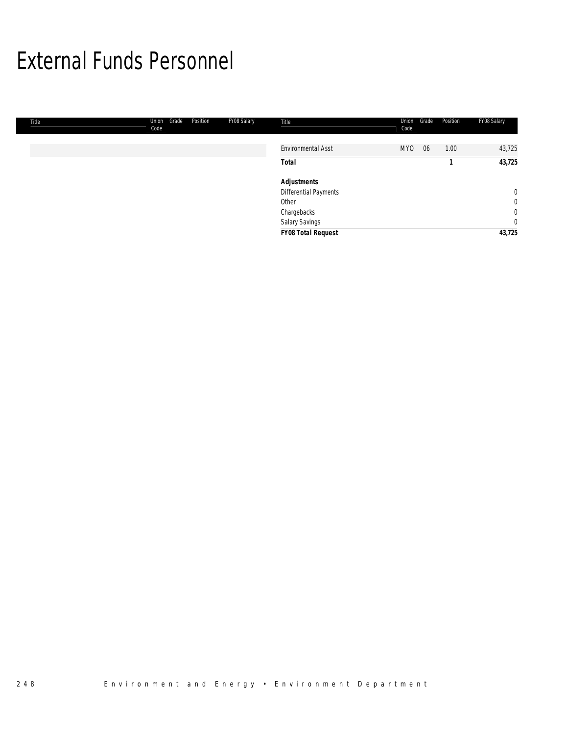# External Funds Personnel

| Title | Union Code | Grade | Position | FY08 Salary |
|---|---|---|---|---|
| Environmental Asst | MYO | 06 | 1.00 | 43,725 |
| **Total** | | | **1** | **43,725** |
| | | | | |
| ***Adjustments*** | | | | |
| Differential Payments | | | | 0 |
| Other | | | | 0 |
| Chargebacks | | | | 0 |
| Salary Savings | | | | 0 |
| ***FY08 Total Request*** | | | | **43,725** |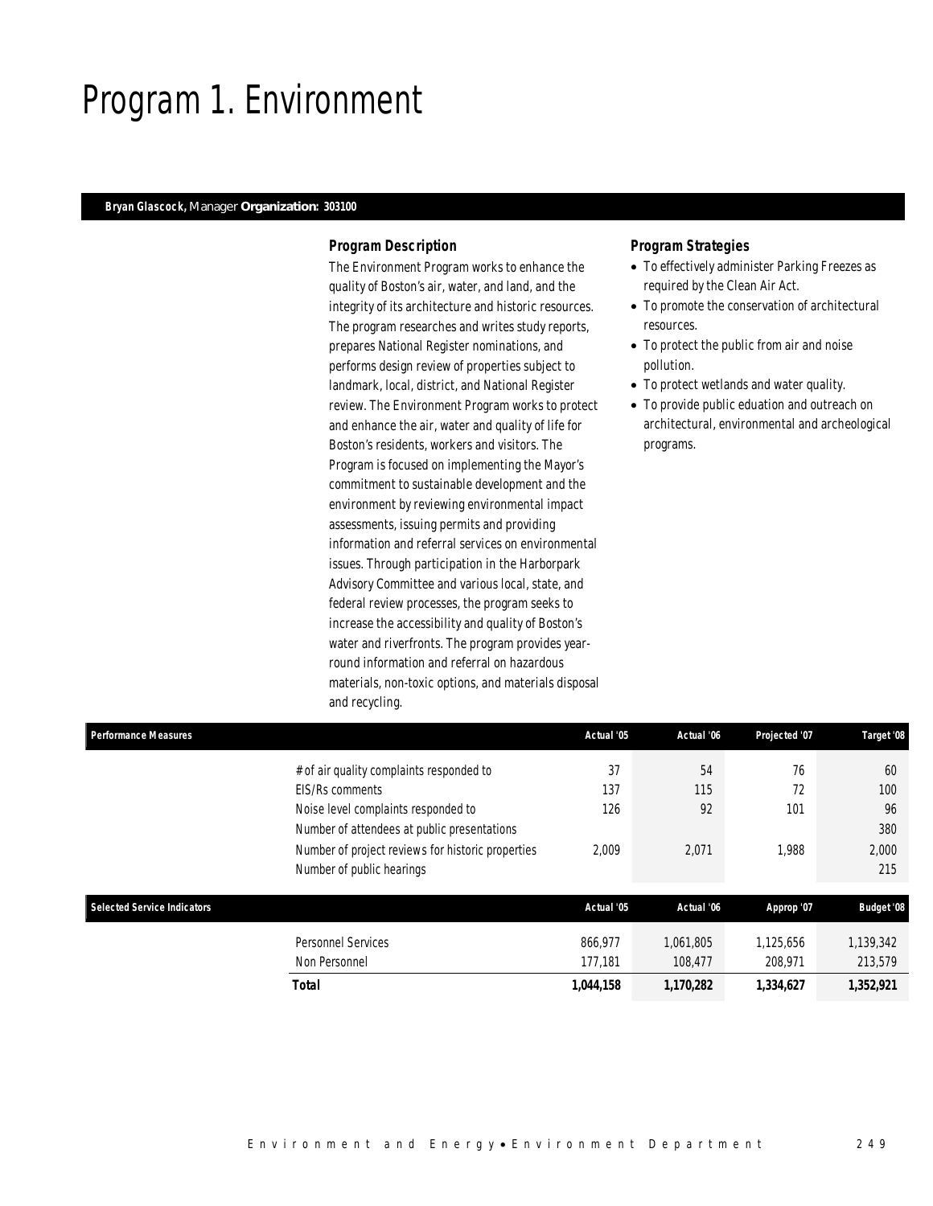# Program 1. Environment

**Bryan Glascock,** Manager **Organization: 303100**

### Program Description

The Environment Program works to enhance the quality of Boston's air, water, and land, and the integrity of its architecture and historic resources. The program researches and writes study reports, prepares National Register nominations, and performs design review of properties subject to landmark, local, district, and National Register review. The Environment Program works to protect and enhance the air, water and quality of life for Boston's residents, workers and visitors. The Program is focused on implementing the Mayor's commitment to sustainable development and the environment by reviewing environmental impact assessments, issuing permits and providing information and referral services on environmental issues. Through participation in the Harborpark Advisory Committee and various local, state, and federal review processes, the program seeks to increase the accessibility and quality of Boston's water and riverfronts. The program provides year-round information and referral on hazardous materials, non-toxic options, and materials disposal and recycling.

### Program Strategies

- To effectively administer Parking Freezes as required by the Clean Air Act.
- To promote the conservation of architectural resources.
- To protect the public from air and noise pollution.
- To protect wetlands and water quality.
- To provide public eduation and outreach on architectural, environmental and archeological programs.

| Performance Measures | Actual '05 | Actual '06 | Projected '07 | Target '08 |
|---|---|---|---|---|
| # of air quality complaints responded to | 37 | 54 | 76 | 60 |
| EIS/Rs comments | 137 | 115 | 72 | 100 |
| Noise level complaints responded to | 126 | 92 | 101 | 96 |
| Number of attendees at public presentations | | | | 380 |
| Number of project reviews for historic properties | 2,009 | 2,071 | 1,988 | 2,000 |
| Number of public hearings | | | | 215 |

| Selected Service Indicators | Actual '05 | Actual '06 | Approp '07 | Budget '08 |
|---|---|---|---|---|
| Personnel Services | 866,977 | 1,061,805 | 1,125,656 | 1,139,342 |
| Non Personnel | 177,181 | 108,477 | 208,971 | 213,579 |
| **Total** | **1,044,158** | **1,170,282** | **1,334,627** | **1,352,921** |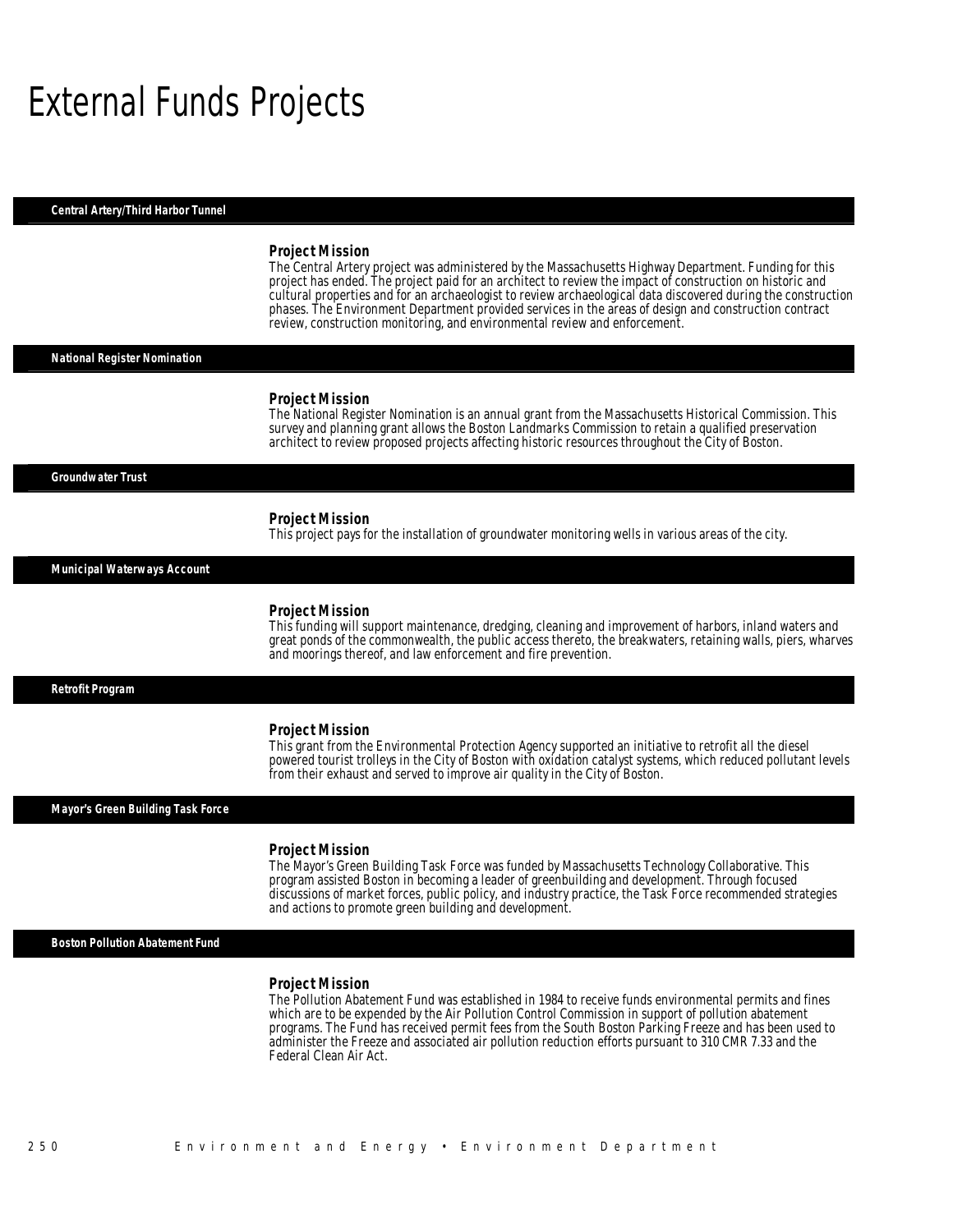# External Funds Projects

## Central Artery/Third Harbor Tunnel

### Project Mission

The Central Artery project was administered by the Massachusetts Highway Department. Funding for this project has ended. The project paid for an architect to review the impact of construction on historic and cultural properties and for an archaeologist to review archaeological data discovered during the construction phases. The Environment Department provided services in the areas of design and construction contract review, construction monitoring, and environmental review and enforcement.

## National Register Nomination

### Project Mission

The National Register Nomination is an annual grant from the Massachusetts Historical Commission. This survey and planning grant allows the Boston Landmarks Commission to retain a qualified preservation architect to review proposed projects affecting historic resources throughout the City of Boston.

## Groundwater Trust

### Project Mission

This project pays for the installation of groundwater monitoring wells in various areas of the city.

## Municipal Waterways Account

### Project Mission

This funding will support maintenance, dredging, cleaning and improvement of harbors, inland waters and great ponds of the commonwealth, the public access thereto, the breakwaters, retaining walls, piers, wharves and moorings thereof, and law enforcement and fire prevention.

## Retrofit Program

### Project Mission

This grant from the Environmental Protection Agency supported an initiative to retrofit all the diesel powered tourist trolleys in the City of Boston with oxidation catalyst systems, which reduced pollutant levels from their exhaust and served to improve air quality in the City of Boston.

## Mayor's Green Building Task Force

### Project Mission

The Mayor's Green Building Task Force was funded by Massachusetts Technology Collaborative. This program assisted Boston in becoming a leader of greenbuilding and development. Through focused discussions of market forces, public policy, and industry practice, the Task Force recommended strategies and actions to promote green building and development.

## Boston Pollution Abatement Fund

### Project Mission

The Pollution Abatement Fund was established in 1984 to receive funds environmental permits and fines which are to be expended by the Air Pollution Control Commission in support of pollution abatement programs. The Fund has received permit fees from the South Boston Parking Freeze and has been used to administer the Freeze and associated air pollution reduction efforts pursuant to 310 CMR 7.33 and the Federal Clean Air Act.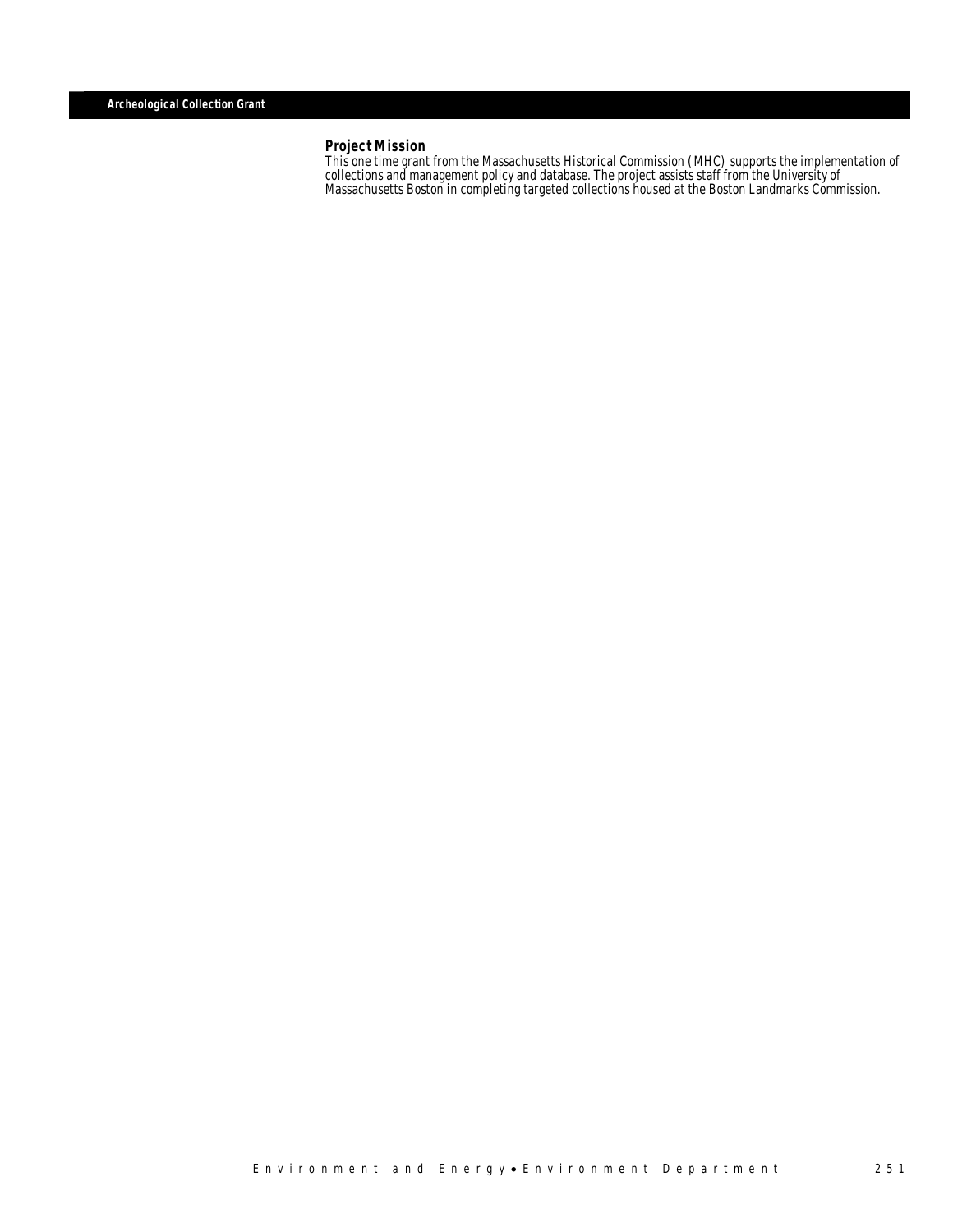# Archeological Collection Grant

### Project Mission

This one time grant from the Massachusetts Historical Commission (MHC) supports the implementation of collections and management policy and database. The project assists staff from the University of Massachusetts Boston in completing targeted collections housed at the Boston Landmarks Commission.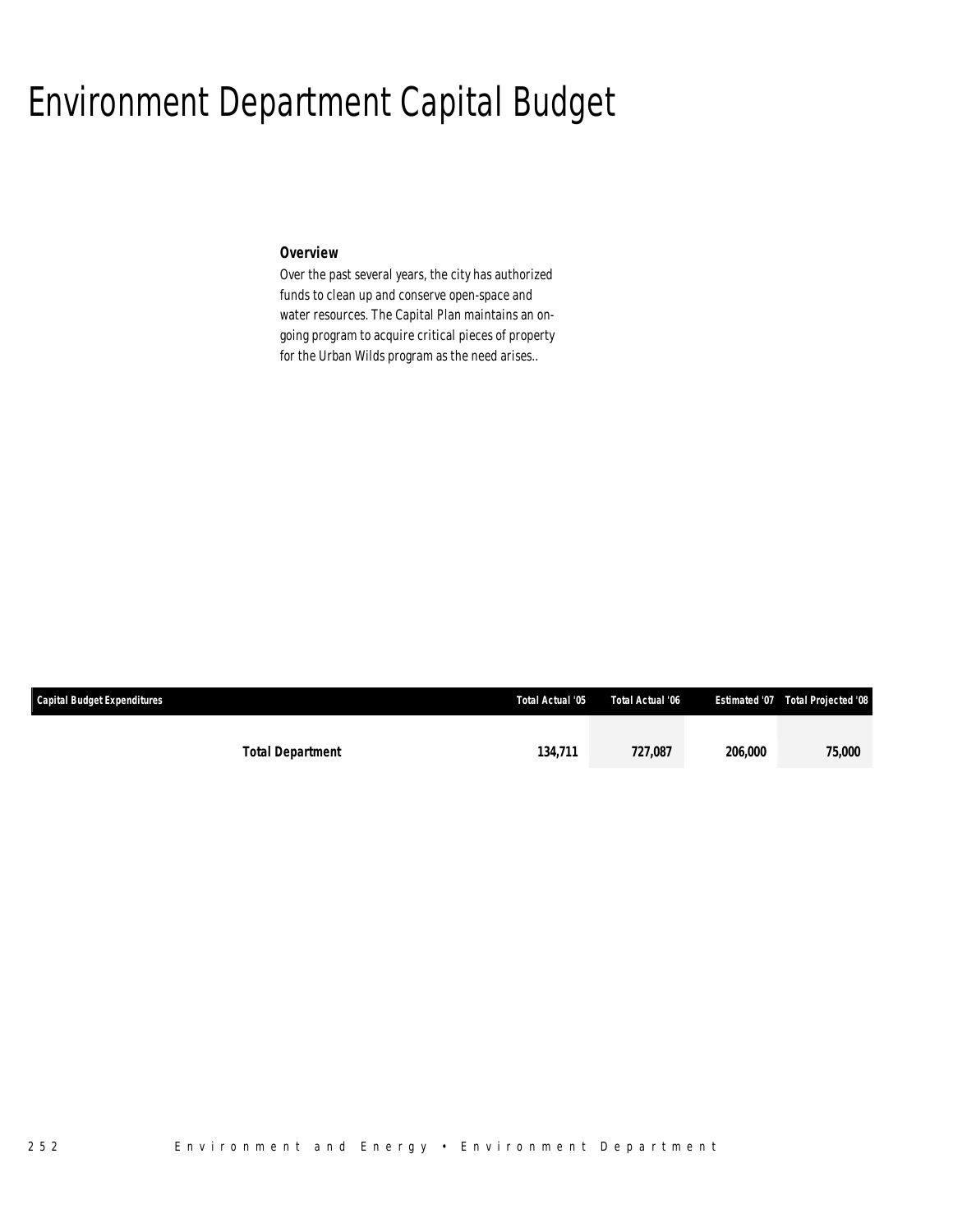# Environment Department Capital Budget

***Overview***

*Over the past several years, the city has authorized funds to clean up and conserve open-space and water resources. The Capital Plan maintains an on-going program to acquire critical pieces of property for the Urban Wilds program as the need arises..*

| Capital Budget Expenditures | Total Actual '05 | Total Actual '06 | Estimated '07 | Total Projected '08 |
|---|---|---|---|---|
| **Total Department** | **134,711** | **727,087** | **206,000** | **75,000** |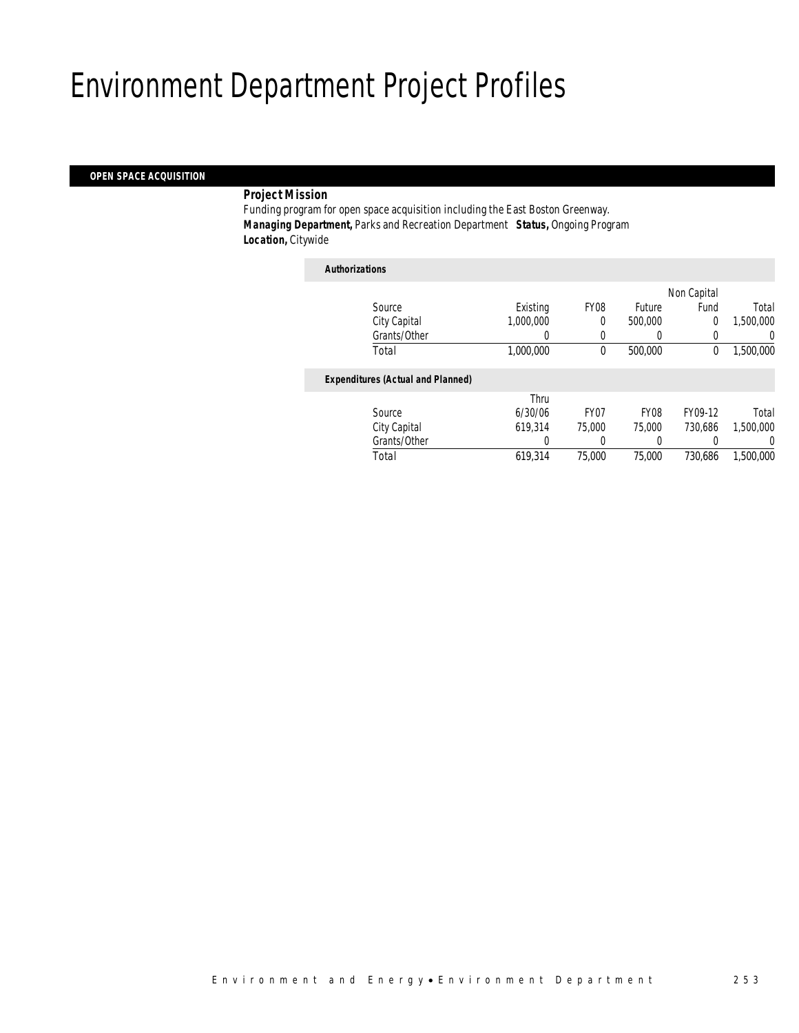# Environment Department Project Profiles

## OPEN SPACE ACQUISITION

**Project Mission**

Funding program for open space acquisition including the East Boston Greenway.

***Managing Department,*** Parks and Recreation Department ***Status,*** Ongoing Program

***Location,*** Citywide

***Authorizations***

| Source | Existing | FY08 | Future | Non Capital Fund | Total |
|---|---|---|---|---|---|
| City Capital | 1,000,000 | 0 | 500,000 | 0 | 1,500,000 |
| Grants/Other | 0 | 0 | 0 | 0 | 0 |
| Total | 1,000,000 | 0 | 500,000 | 0 | 1,500,000 |

***Expenditures (Actual and Planned)***

| Source | Thru 6/30/06 | FY07 | FY08 | FY09-12 | Total |
|---|---|---|---|---|---|
| City Capital | 619,314 | 75,000 | 75,000 | 730,686 | 1,500,000 |
| Grants/Other | 0 | 0 | 0 | 0 | 0 |
| Total | 619,314 | 75,000 | 75,000 | 730,686 | 1,500,000 |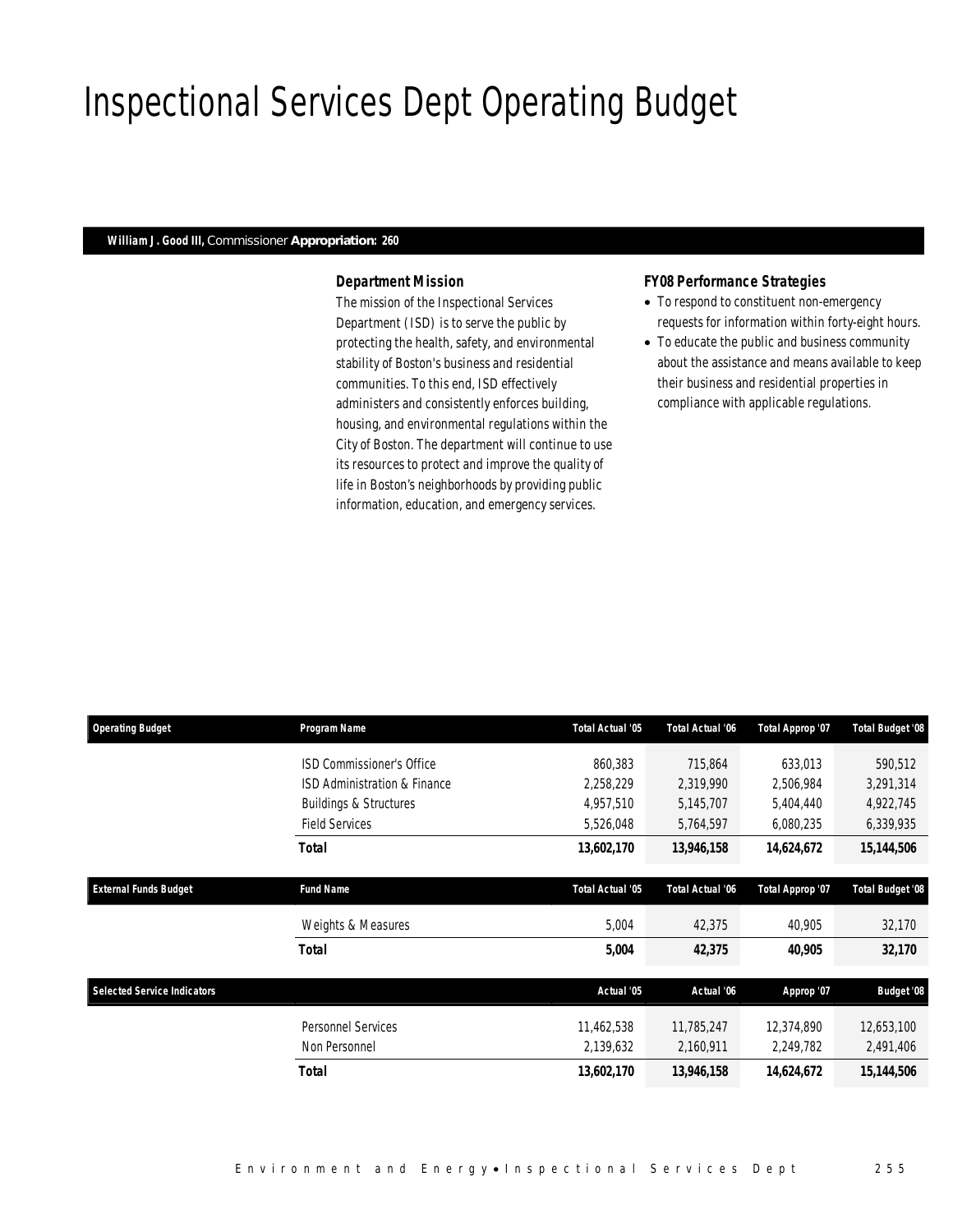# Inspectional Services Dept Operating Budget

**William J. Good III,** Commissioner **Appropriation: 260**

### Department Mission

The mission of the Inspectional Services Department (ISD) is to serve the public by protecting the health, safety, and environmental stability of Boston's business and residential communities. To this end, ISD effectively administers and consistently enforces building, housing, and environmental regulations within the City of Boston. The department will continue to use its resources to protect and improve the quality of life in Boston's neighborhoods by providing public information, education, and emergency services.

### FY08 Performance Strategies

- To respond to constituent non-emergency requests for information within forty-eight hours.
- To educate the public and business community about the assistance and means available to keep their business and residential properties in compliance with applicable regulations.

| Operating Budget | Program Name | Total Actual '05 | Total Actual '06 | Total Approp '07 | Total Budget '08 |
|---|---|---|---|---|---|
| | ISD Commissioner's Office | 860,383 | 715,864 | 633,013 | 590,512 |
| | ISD Administration & Finance | 2,258,229 | 2,319,990 | 2,506,984 | 3,291,314 |
| | Buildings & Structures | 4,957,510 | 5,145,707 | 5,404,440 | 4,922,745 |
| | Field Services | 5,526,048 | 5,764,597 | 6,080,235 | 6,339,935 |
| | **Total** | **13,602,170** | **13,946,158** | **14,624,672** | **15,144,506** |

| External Funds Budget | Fund Name | Total Actual '05 | Total Actual '06 | Total Approp '07 | Total Budget '08 |
|---|---|---|---|---|---|
| | Weights & Measures | 5,004 | 42,375 | 40,905 | 32,170 |
| | **Total** | **5,004** | **42,375** | **40,905** | **32,170** |

| Selected Service Indicators | | Actual '05 | Actual '06 | Approp '07 | Budget '08 |
|---|---|---|---|---|---|
| | Personnel Services | 11,462,538 | 11,785,247 | 12,374,890 | 12,653,100 |
| | Non Personnel | 2,139,632 | 2,160,911 | 2,249,782 | 2,491,406 |
| | **Total** | **13,602,170** | **13,946,158** | **14,624,672** | **15,144,506** |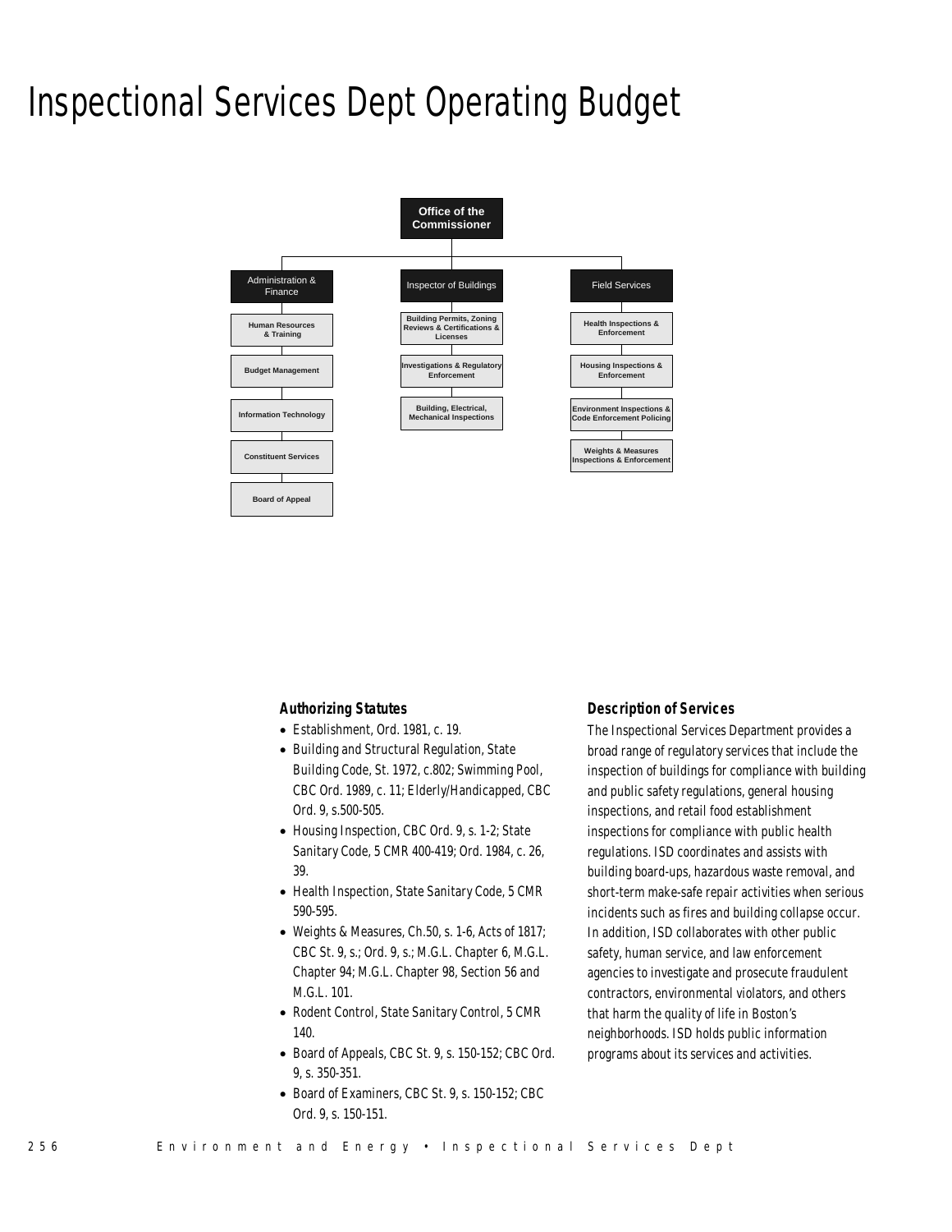# Inspectional Services Dept Operating Budget

- Office of the Commissioner
  - Administration & Finance
    - Human Resources & Training
    - Budget Management
    - Information Technology
    - Constituent Services
    - Board of Appeal
  - Inspector of Buildings
    - Building Permits, Zoning Reviews & Certifications & Licenses
    - Investigations & Regulatory Enforcement
    - Building, Electrical, Mechanical Inspections
  - Field Services
    - Health Inspections & Enforcement
    - Housing Inspections & Enforcement
    - Environment Inspections & Code Enforcement Policing
    - Weights & Measures Inspections & Enforcement

### Authorizing Statutes

- Establishment, Ord. 1981, c. 19.
- Building and Structural Regulation, State Building Code, St. 1972, c.802; Swimming Pool, CBC Ord. 1989, c. 11; Elderly/Handicapped, CBC Ord. 9, s.500-505.
- Housing Inspection, CBC Ord. 9, s. 1-2; State Sanitary Code, 5 CMR 400-419; Ord. 1984, c. 26, 39.
- Health Inspection, State Sanitary Code, 5 CMR 590-595.
- Weights & Measures, Ch.50, s. 1-6, Acts of 1817; CBC St. 9, s.; Ord. 9, s.; M.G.L. Chapter 6, M.G.L. Chapter 94; M.G.L. Chapter 98, Section 56 and M.G.L. 101.
- Rodent Control, State Sanitary Control, 5 CMR 140.
- Board of Appeals, CBC St. 9, s. 150-152; CBC Ord. 9, s. 350-351.
- Board of Examiners, CBC St. 9, s. 150-152; CBC Ord. 9, s. 150-151.

### Description of Services

The Inspectional Services Department provides a broad range of regulatory services that include the inspection of buildings for compliance with building and public safety regulations, general housing inspections, and retail food establishment inspections for compliance with public health regulations. ISD coordinates and assists with building board-ups, hazardous waste removal, and short-term make-safe repair activities when serious incidents such as fires and building collapse occur. In addition, ISD collaborates with other public safety, human service, and law enforcement agencies to investigate and prosecute fraudulent contractors, environmental violators, and others that harm the quality of life in Boston's neighborhoods. ISD holds public information programs about its services and activities.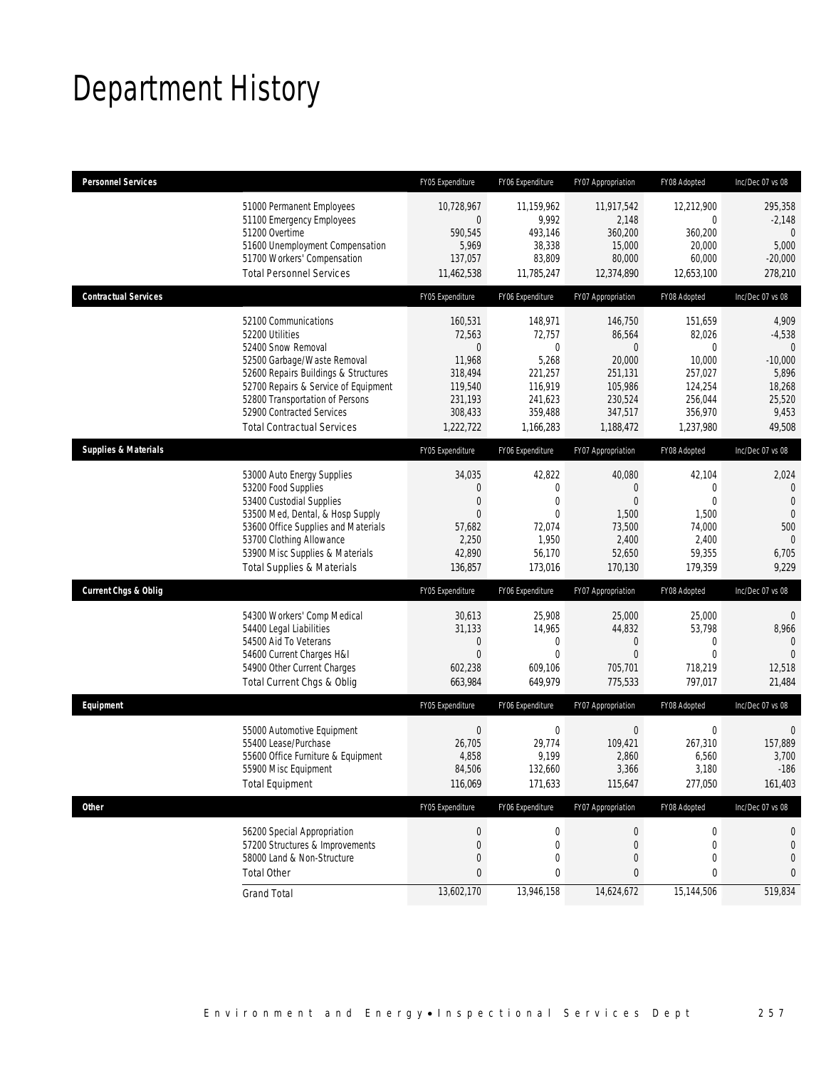# Department History

| Personnel Services | FY05 Expenditure | FY06 Expenditure | FY07 Appropriation | FY08 Adopted | Inc/Dec 07 vs 08 |
|---|---|---|---|---|---|
| 51000 Permanent Employees | 10,728,967 | 11,159,962 | 11,917,542 | 12,212,900 | 295,358 |
| 51100 Emergency Employees | 0 | 9,992 | 2,148 | 0 | -2,148 |
| 51200 Overtime | 590,545 | 493,146 | 360,200 | 360,200 | 0 |
| 51600 Unemployment Compensation | 5,969 | 38,338 | 15,000 | 20,000 | 5,000 |
| 51700 Workers' Compensation | 137,057 | 83,809 | 80,000 | 60,000 | -20,000 |
| Total Personnel Services | 11,462,538 | 11,785,247 | 12,374,890 | 12,653,100 | 278,210 |

| Contractual Services | FY05 Expenditure | FY06 Expenditure | FY07 Appropriation | FY08 Adopted | Inc/Dec 07 vs 08 |
|---|---|---|---|---|---|
| 52100 Communications | 160,531 | 148,971 | 146,750 | 151,659 | 4,909 |
| 52200 Utilities | 72,563 | 72,757 | 86,564 | 82,026 | -4,538 |
| 52400 Snow Removal | 0 | 0 | 0 | 0 | 0 |
| 52500 Garbage/Waste Removal | 11,968 | 5,268 | 20,000 | 10,000 | -10,000 |
| 52600 Repairs Buildings & Structures | 318,494 | 221,257 | 251,131 | 257,027 | 5,896 |
| 52700 Repairs & Service of Equipment | 119,540 | 116,919 | 105,986 | 124,254 | 18,268 |
| 52800 Transportation of Persons | 231,193 | 241,623 | 230,524 | 256,044 | 25,520 |
| 52900 Contracted Services | 308,433 | 359,488 | 347,517 | 356,970 | 9,453 |
| Total Contractual Services | 1,222,722 | 1,166,283 | 1,188,472 | 1,237,980 | 49,508 |

| Supplies & Materials | FY05 Expenditure | FY06 Expenditure | FY07 Appropriation | FY08 Adopted | Inc/Dec 07 vs 08 |
|---|---|---|---|---|---|
| 53000 Auto Energy Supplies | 34,035 | 42,822 | 40,080 | 42,104 | 2,024 |
| 53200 Food Supplies | 0 | 0 | 0 | 0 | 0 |
| 53400 Custodial Supplies | 0 | 0 | 0 | 0 | 0 |
| 53500 Med, Dental, & Hosp Supply | 0 | 0 | 1,500 | 1,500 | 0 |
| 53600 Office Supplies and Materials | 57,682 | 72,074 | 73,500 | 74,000 | 500 |
| 53700 Clothing Allowance | 2,250 | 1,950 | 2,400 | 2,400 | 0 |
| 53900 Misc Supplies & Materials | 42,890 | 56,170 | 52,650 | 59,355 | 6,705 |
| Total Supplies & Materials | 136,857 | 173,016 | 170,130 | 179,359 | 9,229 |

| Current Chgs & Oblig | FY05 Expenditure | FY06 Expenditure | FY07 Appropriation | FY08 Adopted | Inc/Dec 07 vs 08 |
|---|---|---|---|---|---|
| 54300 Workers' Comp Medical | 30,613 | 25,908 | 25,000 | 25,000 | 0 |
| 54400 Legal Liabilities | 31,133 | 14,965 | 44,832 | 53,798 | 8,966 |
| 54500 Aid To Veterans | 0 | 0 | 0 | 0 | 0 |
| 54600 Current Charges H&I | 0 | 0 | 0 | 0 | 0 |
| 54900 Other Current Charges | 602,238 | 609,106 | 705,701 | 718,219 | 12,518 |
| Total Current Chgs & Oblig | 663,984 | 649,979 | 775,533 | 797,017 | 21,484 |

| Equipment | FY05 Expenditure | FY06 Expenditure | FY07 Appropriation | FY08 Adopted | Inc/Dec 07 vs 08 |
|---|---|---|---|---|---|
| 55000 Automotive Equipment | 0 | 0 | 0 | 0 | 0 |
| 55400 Lease/Purchase | 26,705 | 29,774 | 109,421 | 267,310 | 157,889 |
| 55600 Office Furniture & Equipment | 4,858 | 9,199 | 2,860 | 6,560 | 3,700 |
| 55900 Misc Equipment | 84,506 | 132,660 | 3,366 | 3,180 | -186 |
| Total Equipment | 116,069 | 171,633 | 115,647 | 277,050 | 161,403 |

| Other | FY05 Expenditure | FY06 Expenditure | FY07 Appropriation | FY08 Adopted | Inc/Dec 07 vs 08 |
|---|---|---|---|---|---|
| 56200 Special Appropriation | 0 | 0 | 0 | 0 | 0 |
| 57200 Structures & Improvements | 0 | 0 | 0 | 0 | 0 |
| 58000 Land & Non-Structure | 0 | 0 | 0 | 0 | 0 |
| Total Other | 0 | 0 | 0 | 0 | 0 |
| Grand Total | 13,602,170 | 13,946,158 | 14,624,672 | 15,144,506 | 519,834 |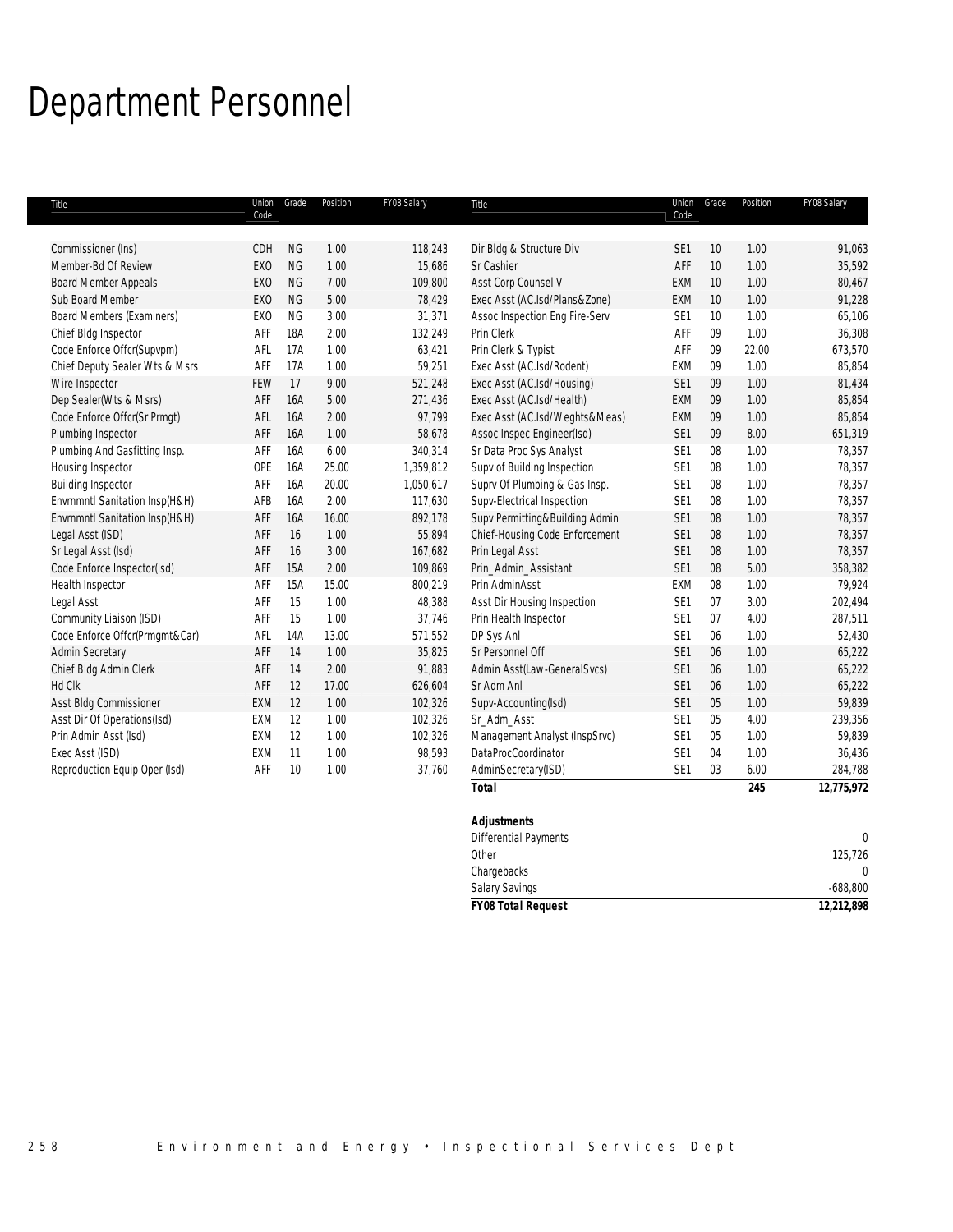# Department Personnel

| Title | Union Code | Grade | Position | FY08 Salary |
|---|---|---|---|---|
| Commissioner (Ins) | CDH | NG | 1.00 | 118,243 |
| Member-Bd Of Review | EXO | NG | 1.00 | 15,686 |
| Board Member Appeals | EXO | NG | 7.00 | 109,800 |
| Sub Board Member | EXO | NG | 5.00 | 78,429 |
| Board Members (Examiners) | EXO | NG | 3.00 | 31,371 |
| Chief Bldg Inspector | AFF | 18A | 2.00 | 132,249 |
| Code Enforce Offcr(Supvpm) | AFL | 17A | 1.00 | 63,421 |
| Chief Deputy Sealer Wts & Msrs | AFF | 17A | 1.00 | 59,251 |
| Wire Inspector | FEW | 17 | 9.00 | 521,248 |
| Dep Sealer(Wts & Msrs) | AFF | 16A | 5.00 | 271,436 |
| Code Enforce Offcr(Sr Prmgt) | AFL | 16A | 2.00 | 97,799 |
| Plumbing Inspector | AFF | 16A | 1.00 | 58,678 |
| Plumbing And Gasfitting Insp. | AFF | 16A | 6.00 | 340,314 |
| Housing Inspector | OPE | 16A | 25.00 | 1,359,812 |
| Building Inspector | AFF | 16A | 20.00 | 1,050,617 |
| Envrnmntl Sanitation Insp(H&H) | AFB | 16A | 2.00 | 117,630 |
| Envrnmntl Sanitation Insp(H&H) | AFF | 16A | 16.00 | 892,178 |
| Legal Asst (ISD) | AFF | 16 | 1.00 | 55,894 |
| Sr Legal Asst (Isd) | AFF | 16 | 3.00 | 167,682 |
| Code Enforce Inspector(Isd) | AFF | 15A | 2.00 | 109,869 |
| Health Inspector | AFF | 15A | 15.00 | 800,219 |
| Legal Asst | AFF | 15 | 1.00 | 48,388 |
| Community Liaison (ISD) | AFF | 15 | 1.00 | 37,746 |
| Code Enforce Offcr(Prmgmt&Car) | AFL | 14A | 13.00 | 571,552 |
| Admin Secretary | AFF | 14 | 1.00 | 35,825 |
| Chief Bldg Admin Clerk | AFF | 14 | 2.00 | 91,883 |
| Hd Clk | AFF | 12 | 17.00 | 626,604 |
| Asst Bldg Commissioner | EXM | 12 | 1.00 | 102,326 |
| Asst Dir Of Operations(Isd) | EXM | 12 | 1.00 | 102,326 |
| Prin Admin Asst (Isd) | EXM | 12 | 1.00 | 102,326 |
| Exec Asst (ISD) | EXM | 11 | 1.00 | 98,593 |
| Reproduction Equip Oper (Isd) | AFF | 10 | 1.00 | 37,760 |
| Dir Bldg & Structure Div | SE1 | 10 | 1.00 | 91,063 |
| Sr Cashier | AFF | 10 | 1.00 | 35,592 |
| Asst Corp Counsel V | EXM | 10 | 1.00 | 80,467 |
| Exec Asst (AC.Isd/Plans&Zone) | EXM | 10 | 1.00 | 91,228 |
| Assoc Inspection Eng Fire-Serv | SE1 | 10 | 1.00 | 65,106 |
| Prin Clerk | AFF | 09 | 1.00 | 36,308 |
| Prin Clerk & Typist | AFF | 09 | 22.00 | 673,570 |
| Exec Asst (AC.Isd/Rodent) | EXM | 09 | 1.00 | 85,854 |
| Exec Asst (AC.Isd/Housing) | SE1 | 09 | 1.00 | 81,434 |
| Exec Asst (AC.Isd/Health) | EXM | 09 | 1.00 | 85,854 |
| Exec Asst (AC.Isd/Weghts&Meas) | EXM | 09 | 1.00 | 85,854 |
| Assoc Inspec Engineer(Isd) | SE1 | 09 | 8.00 | 651,319 |
| Sr Data Proc Sys Analyst | SE1 | 08 | 1.00 | 78,357 |
| Supv of Building Inspection | SE1 | 08 | 1.00 | 78,357 |
| Suprv Of Plumbing & Gas Insp. | SE1 | 08 | 1.00 | 78,357 |
| Supv-Electrical Inspection | SE1 | 08 | 1.00 | 78,357 |
| Supv Permitting&Building Admin | SE1 | 08 | 1.00 | 78,357 |
| Chief-Housing Code Enforcement | SE1 | 08 | 1.00 | 78,357 |
| Prin Legal Asst | SE1 | 08 | 1.00 | 78,357 |
| Prin_Admin_Assistant | SE1 | 08 | 5.00 | 358,382 |
| Prin AdminAsst | EXM | 08 | 1.00 | 79,924 |
| Asst Dir Housing Inspection | SE1 | 07 | 3.00 | 202,494 |
| Prin Health Inspector | SE1 | 07 | 4.00 | 287,511 |
| DP Sys Anl | SE1 | 06 | 1.00 | 52,430 |
| Sr Personnel Off | SE1 | 06 | 1.00 | 65,222 |
| Admin Asst(Law-GeneralSvcs) | SE1 | 06 | 1.00 | 65,222 |
| Sr Adm Anl | SE1 | 06 | 1.00 | 65,222 |
| Supv-Accounting(Isd) | SE1 | 05 | 1.00 | 59,839 |
| Sr_Adm_Asst | SE1 | 05 | 4.00 | 239,356 |
| Management Analyst (InspSrvc) | SE1 | 05 | 1.00 | 59,839 |
| DataProcCoordinator | SE1 | 04 | 1.00 | 36,436 |
| AdminSecretary(ISD) | SE1 | 03 | 6.00 | 284,788 |
| **Total** | | | **245** | **12,775,972** |

| **Adjustments** | |
|---|---|
| Differential Payments | 0 |
| Other | 125,726 |
| Chargebacks | 0 |
| Salary Savings | -688,800 |
| ***FY08 Total Request*** | **12,212,898** |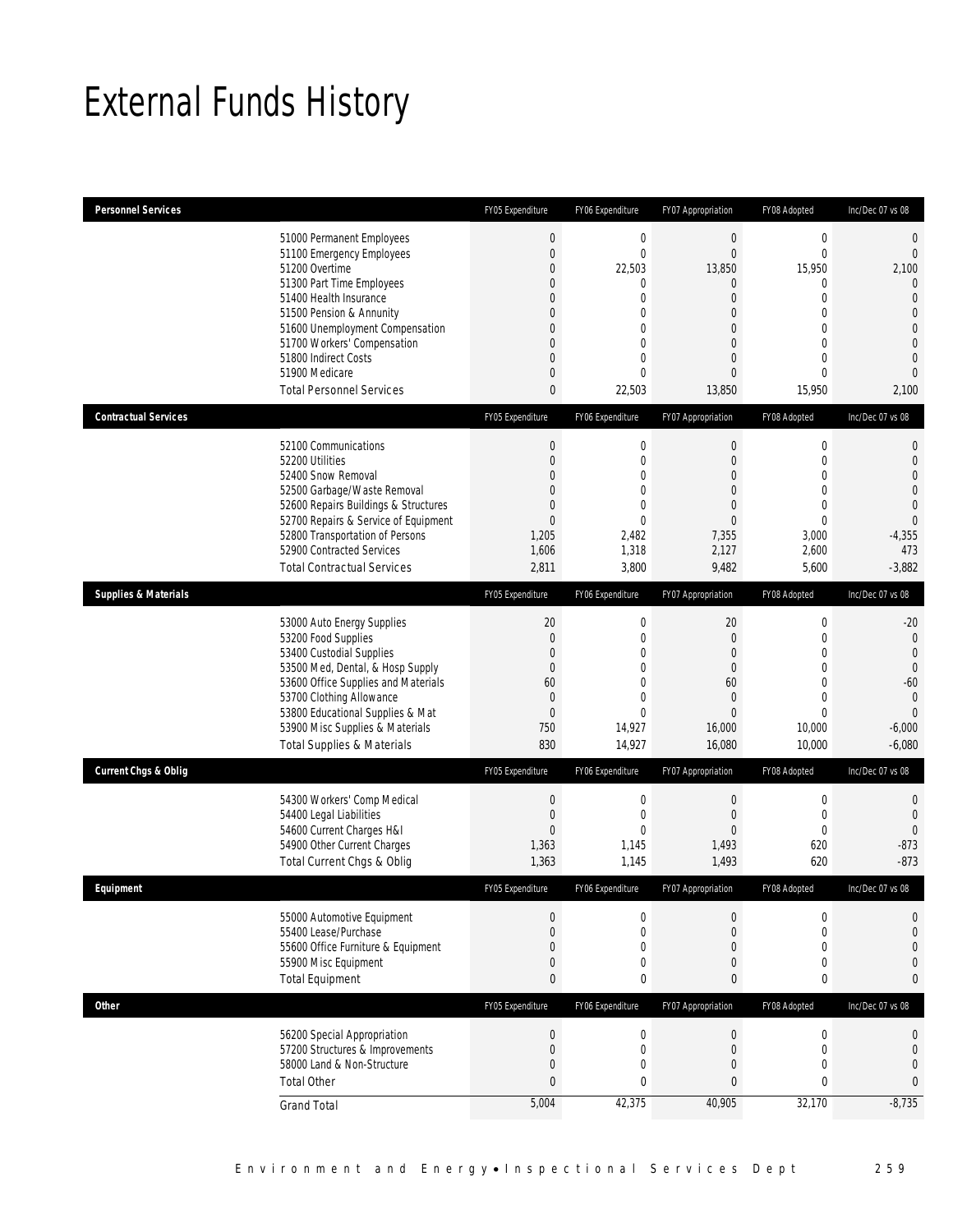# External Funds History

| Personnel Services | | FY05 Expenditure | FY06 Expenditure | FY07 Appropriation | FY08 Adopted | Inc/Dec 07 vs 08 |
|---|---|---|---|---|---|---|
| | 51000 Permanent Employees | 0 | 0 | 0 | 0 | 0 |
| | 51100 Emergency Employees | 0 | 0 | 0 | 0 | 0 |
| | 51200 Overtime | 0 | 22,503 | 13,850 | 15,950 | 2,100 |
| | 51300 Part Time Employees | 0 | 0 | 0 | 0 | 0 |
| | 51400 Health Insurance | 0 | 0 | 0 | 0 | 0 |
| | 51500 Pension & Annunity | 0 | 0 | 0 | 0 | 0 |
| | 51600 Unemployment Compensation | 0 | 0 | 0 | 0 | 0 |
| | 51700 Workers' Compensation | 0 | 0 | 0 | 0 | 0 |
| | 51800 Indirect Costs | 0 | 0 | 0 | 0 | 0 |
| | 51900 Medicare | 0 | 0 | 0 | 0 | 0 |
| | Total Personnel Services | 0 | 22,503 | 13,850 | 15,950 | 2,100 |

| Contractual Services | | FY05 Expenditure | FY06 Expenditure | FY07 Appropriation | FY08 Adopted | Inc/Dec 07 vs 08 |
|---|---|---|---|---|---|---|
| | 52100 Communications | 0 | 0 | 0 | 0 | 0 |
| | 52200 Utilities | 0 | 0 | 0 | 0 | 0 |
| | 52400 Snow Removal | 0 | 0 | 0 | 0 | 0 |
| | 52500 Garbage/Waste Removal | 0 | 0 | 0 | 0 | 0 |
| | 52600 Repairs Buildings & Structures | 0 | 0 | 0 | 0 | 0 |
| | 52700 Repairs & Service of Equipment | 0 | 0 | 0 | 0 | 0 |
| | 52800 Transportation of Persons | 1,205 | 2,482 | 7,355 | 3,000 | -4,355 |
| | 52900 Contracted Services | 1,606 | 1,318 | 2,127 | 2,600 | 473 |
| | Total Contractual Services | 2,811 | 3,800 | 9,482 | 5,600 | -3,882 |

| Supplies & Materials | | FY05 Expenditure | FY06 Expenditure | FY07 Appropriation | FY08 Adopted | Inc/Dec 07 vs 08 |
|---|---|---|---|---|---|---|
| | 53000 Auto Energy Supplies | 20 | 0 | 20 | 0 | -20 |
| | 53200 Food Supplies | 0 | 0 | 0 | 0 | 0 |
| | 53400 Custodial Supplies | 0 | 0 | 0 | 0 | 0 |
| | 53500 Med, Dental, & Hosp Supply | 0 | 0 | 0 | 0 | 0 |
| | 53600 Office Supplies and Materials | 60 | 0 | 60 | 0 | -60 |
| | 53700 Clothing Allowance | 0 | 0 | 0 | 0 | 0 |
| | 53800 Educational Supplies & Mat | 0 | 0 | 0 | 0 | 0 |
| | 53900 Misc Supplies & Materials | 750 | 14,927 | 16,000 | 10,000 | -6,000 |
| | Total Supplies & Materials | 830 | 14,927 | 16,080 | 10,000 | -6,080 |

| Current Chgs & Oblig | | FY05 Expenditure | FY06 Expenditure | FY07 Appropriation | FY08 Adopted | Inc/Dec 07 vs 08 |
|---|---|---|---|---|---|---|
| | 54300 Workers' Comp Medical | 0 | 0 | 0 | 0 | 0 |
| | 54400 Legal Liabilities | 0 | 0 | 0 | 0 | 0 |
| | 54600 Current Charges H&I | 0 | 0 | 0 | 0 | 0 |
| | 54900 Other Current Charges | 1,363 | 1,145 | 1,493 | 620 | -873 |
| | Total Current Chgs & Oblig | 1,363 | 1,145 | 1,493 | 620 | -873 |

| Equipment | | FY05 Expenditure | FY06 Expenditure | FY07 Appropriation | FY08 Adopted | Inc/Dec 07 vs 08 |
|---|---|---|---|---|---|---|
| | 55000 Automotive Equipment | 0 | 0 | 0 | 0 | 0 |
| | 55400 Lease/Purchase | 0 | 0 | 0 | 0 | 0 |
| | 55600 Office Furniture & Equipment | 0 | 0 | 0 | 0 | 0 |
| | 55900 Misc Equipment | 0 | 0 | 0 | 0 | 0 |
| | Total Equipment | 0 | 0 | 0 | 0 | 0 |

| Other | | FY05 Expenditure | FY06 Expenditure | FY07 Appropriation | FY08 Adopted | Inc/Dec 07 vs 08 |
|---|---|---|---|---|---|---|
| | 56200 Special Appropriation | 0 | 0 | 0 | 0 | 0 |
| | 57200 Structures & Improvements | 0 | 0 | 0 | 0 | 0 |
| | 58000 Land & Non-Structure | 0 | 0 | 0 | 0 | 0 |
| | Total Other | 0 | 0 | 0 | 0 | 0 |
| | Grand Total | 5,004 | 42,375 | 40,905 | 32,170 | -8,735 |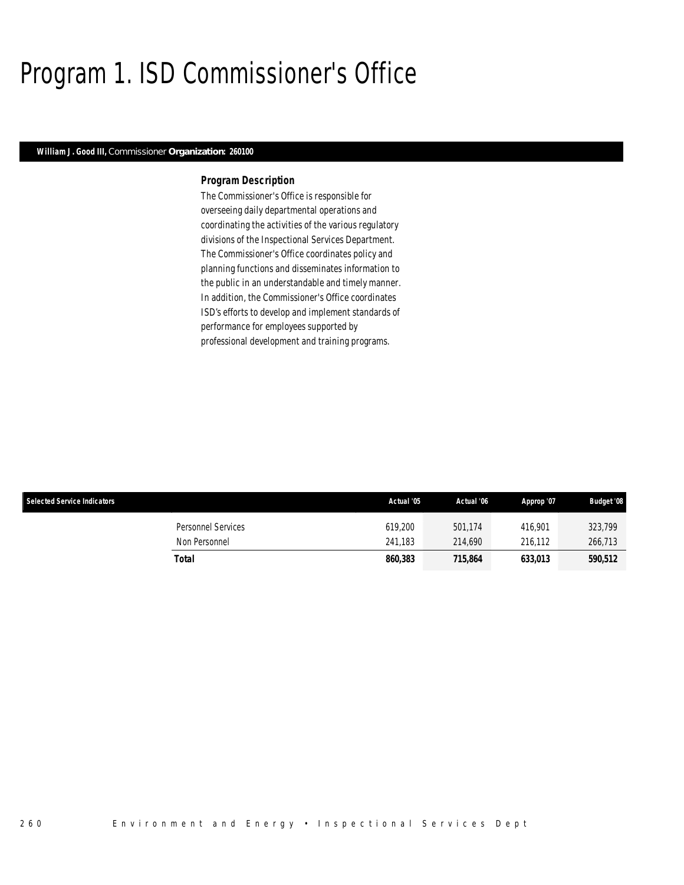# Program 1. ISD Commissioner's Office

**William J. Good III,** Commissioner **Organization: 260100**

### Program Description

The Commissioner's Office is responsible for overseeing daily departmental operations and coordinating the activities of the various regulatory divisions of the Inspectional Services Department. The Commissioner's Office coordinates policy and planning functions and disseminates information to the public in an understandable and timely manner. In addition, the Commissioner's Office coordinates ISD's efforts to develop and implement standards of performance for employees supported by professional development and training programs.

| Selected Service Indicators | Actual '05 | Actual '06 | Approp '07 | Budget '08 |
|---|---|---|---|---|
| Personnel Services | 619,200 | 501,174 | 416,901 | 323,799 |
| Non Personnel | 241,183 | 214,690 | 216,112 | 266,713 |
| **Total** | **860,383** | **715,864** | **633,013** | **590,512** |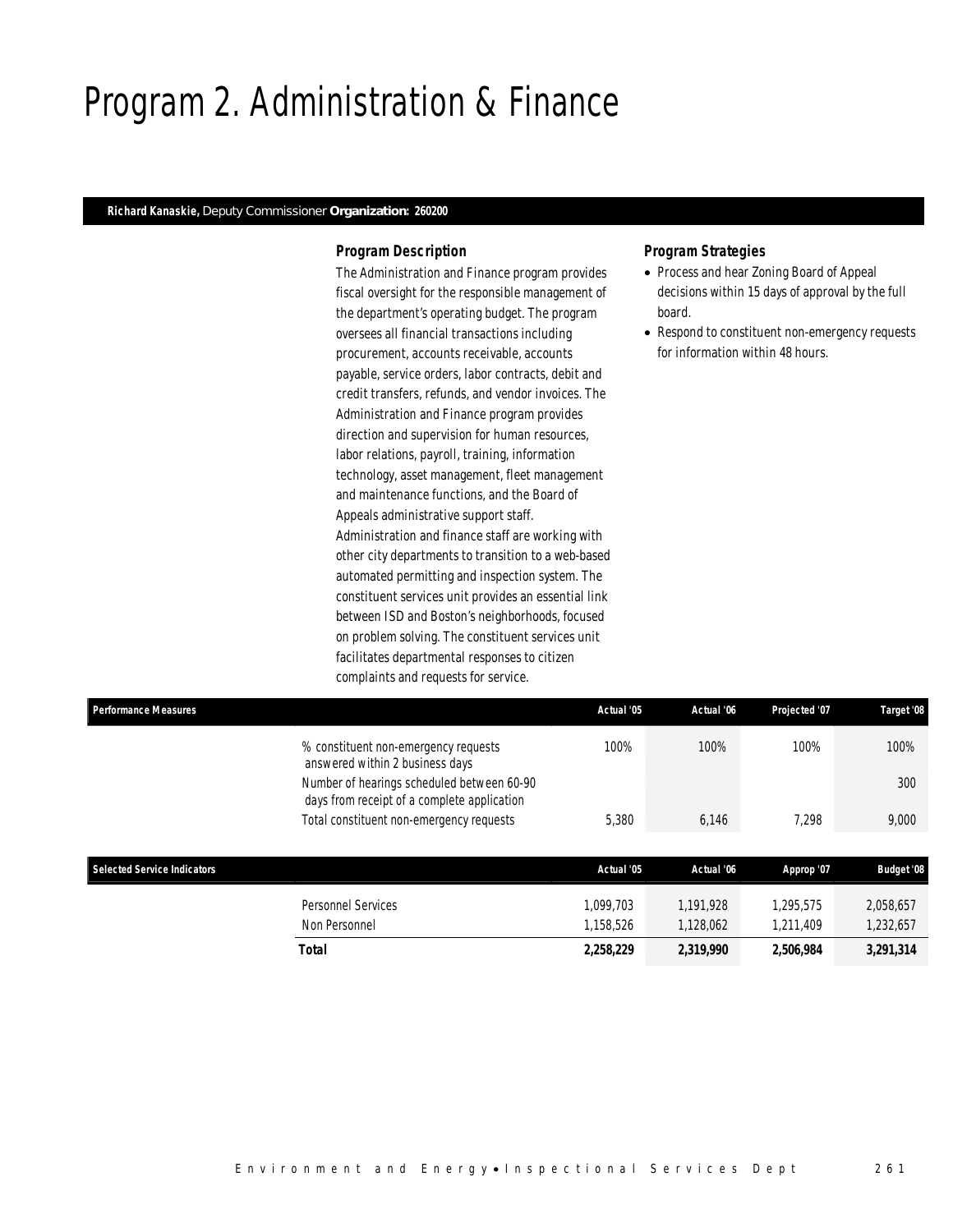# Program 2. Administration & Finance

**Richard Kanaskie,** Deputy Commissioner **Organization: 260200**

### *Program Description*

The Administration and Finance program provides fiscal oversight for the responsible management of the department's operating budget. The program oversees all financial transactions including procurement, accounts receivable, accounts payable, service orders, labor contracts, debit and credit transfers, refunds, and vendor invoices. The Administration and Finance program provides direction and supervision for human resources, labor relations, payroll, training, information technology, asset management, fleet management and maintenance functions, and the Board of Appeals administrative support staff. Administration and finance staff are working with other city departments to transition to a web-based automated permitting and inspection system. The constituent services unit provides an essential link between ISD and Boston's neighborhoods, focused on problem solving. The constituent services unit facilitates departmental responses to citizen complaints and requests for service.

### *Program Strategies*

- Process and hear Zoning Board of Appeal decisions within 15 days of approval by the full board.
- Respond to constituent non-emergency requests for information within 48 hours.

| Performance Measures | Actual '05 | Actual '06 | Projected '07 | Target '08 |
|---|---|---|---|---|
| % constituent non-emergency requests answered within 2 business days | 100% | 100% | 100% | 100% |
| Number of hearings scheduled between 60-90 days from receipt of a complete application | | | | 300 |
| Total constituent non-emergency requests | 5,380 | 6,146 | 7,298 | 9,000 |

| Selected Service Indicators | Actual '05 | Actual '06 | Approp '07 | Budget '08 |
|---|---|---|---|---|
| Personnel Services | 1,099,703 | 1,191,928 | 1,295,575 | 2,058,657 |
| Non Personnel | 1,158,526 | 1,128,062 | 1,211,409 | 1,232,657 |
| **Total** | **2,258,229** | **2,319,990** | **2,506,984** | **3,291,314** |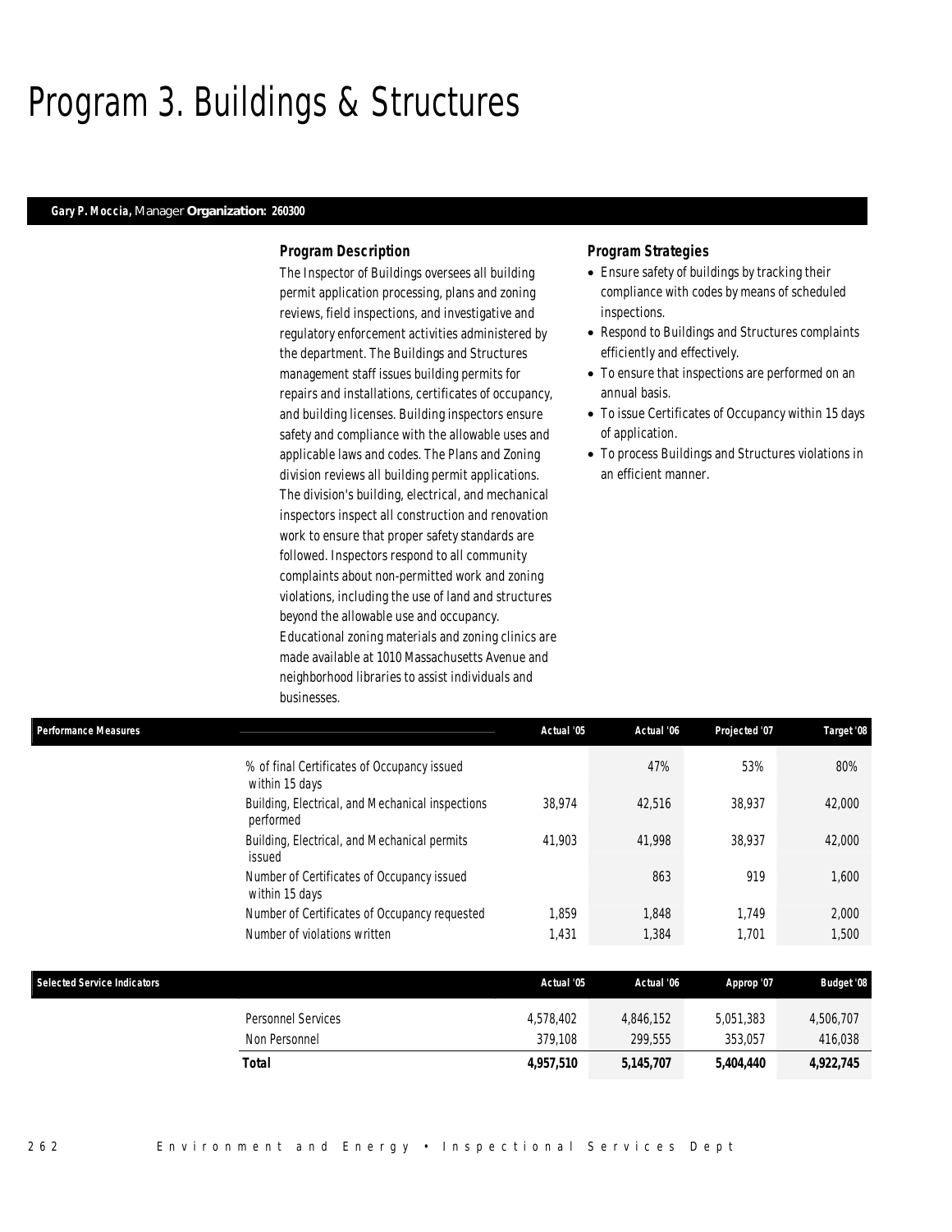# Program 3. Buildings & Structures

**Gary P. Moccia,** Manager **Organization: 260300**

### *Program Description*

The Inspector of Buildings oversees all building permit application processing, plans and zoning reviews, field inspections, and investigative and regulatory enforcement activities administered by the department. The Buildings and Structures management staff issues building permits for repairs and installations, certificates of occupancy, and building licenses. Building inspectors ensure safety and compliance with the allowable uses and applicable laws and codes. The Plans and Zoning division reviews all building permit applications. The division's building, electrical, and mechanical inspectors inspect all construction and renovation work to ensure that proper safety standards are followed. Inspectors respond to all community complaints about non-permitted work and zoning violations, including the use of land and structures beyond the allowable use and occupancy. Educational zoning materials and zoning clinics are made available at 1010 Massachusetts Avenue and neighborhood libraries to assist individuals and businesses.

### *Program Strategies*

- Ensure safety of buildings by tracking their compliance with codes by means of scheduled inspections.
- Respond to Buildings and Structures complaints efficiently and effectively.
- To ensure that inspections are performed on an annual basis.
- To issue Certificates of Occupancy within 15 days of application.
- To process Buildings and Structures violations in an efficient manner.

| Performance Measures | Actual '05 | Actual '06 | Projected '07 | Target '08 |
|---|---|---|---|---|
| % of final Certificates of Occupancy issued within 15 days | | 47% | 53% | 80% |
| Building, Electrical, and Mechanical inspections performed | 38,974 | 42,516 | 38,937 | 42,000 |
| Building, Electrical, and Mechanical permits issued | 41,903 | 41,998 | 38,937 | 42,000 |
| Number of Certificates of Occupancy issued within 15 days | | 863 | 919 | 1,600 |
| Number of Certificates of Occupancy requested | 1,859 | 1,848 | 1,749 | 2,000 |
| Number of violations written | 1,431 | 1,384 | 1,701 | 1,500 |

| Selected Service Indicators | Actual '05 | Actual '06 | Approp '07 | Budget '08 |
|---|---|---|---|---|
| Personnel Services | 4,578,402 | 4,846,152 | 5,051,383 | 4,506,707 |
| Non Personnel | 379,108 | 299,555 | 353,057 | 416,038 |
| **Total** | **4,957,510** | **5,145,707** | **5,404,440** | **4,922,745** |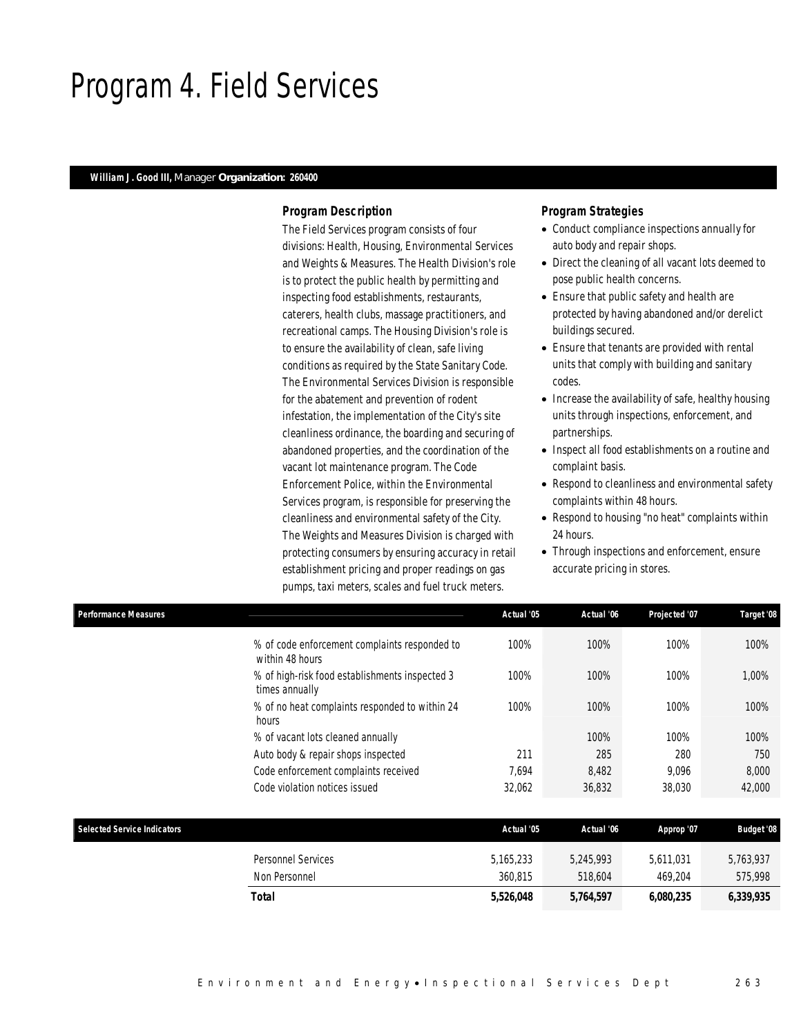# Program 4. Field Services

**William J. Good III,** Manager **Organization: 260400**

### Program Description

The Field Services program consists of four divisions: Health, Housing, Environmental Services and Weights & Measures. The Health Division's role is to protect the public health by permitting and inspecting food establishments, restaurants, caterers, health clubs, massage practitioners, and recreational camps. The Housing Division's role is to ensure the availability of clean, safe living conditions as required by the State Sanitary Code. The Environmental Services Division is responsible for the abatement and prevention of rodent infestation, the implementation of the City's site cleanliness ordinance, the boarding and securing of abandoned properties, and the coordination of the vacant lot maintenance program. The Code Enforcement Police, within the Environmental Services program, is responsible for preserving the cleanliness and environmental safety of the City. The Weights and Measures Division is charged with protecting consumers by ensuring accuracy in retail establishment pricing and proper readings on gas pumps, taxi meters, scales and fuel truck meters.

### Program Strategies

- Conduct compliance inspections annually for auto body and repair shops.
- Direct the cleaning of all vacant lots deemed to pose public health concerns.
- Ensure that public safety and health are protected by having abandoned and/or derelict buildings secured.
- Ensure that tenants are provided with rental units that comply with building and sanitary codes.
- Increase the availability of safe, healthy housing units through inspections, enforcement, and partnerships.
- Inspect all food establishments on a routine and complaint basis.
- Respond to cleanliness and environmental safety complaints within 48 hours.
- Respond to housing "no heat" complaints within 24 hours.
- Through inspections and enforcement, ensure accurate pricing in stores.

| Performance Measures | Actual '05 | Actual '06 | Projected '07 | Target '08 |
|---|---|---|---|---|
| % of code enforcement complaints responded to within 48 hours | 100% | 100% | 100% | 100% |
| % of high-risk food establishments inspected 3 times annually | 100% | 100% | 100% | 1,00% |
| % of no heat complaints responded to within 24 hours | 100% | 100% | 100% | 100% |
| % of vacant lots cleaned annually | | 100% | 100% | 100% |
| Auto body & repair shops inspected | 211 | 285 | 280 | 750 |
| Code enforcement complaints received | 7,694 | 8,482 | 9,096 | 8,000 |
| Code violation notices issued | 32,062 | 36,832 | 38,030 | 42,000 |

| Selected Service Indicators | Actual '05 | Actual '06 | Approp '07 | Budget '08 |
|---|---|---|---|---|
| Personnel Services | 5,165,233 | 5,245,993 | 5,611,031 | 5,763,937 |
| Non Personnel | 360,815 | 518,604 | 469,204 | 575,998 |
| **Total** | **5,526,048** | **5,764,597** | **6,080,235** | **6,339,935** |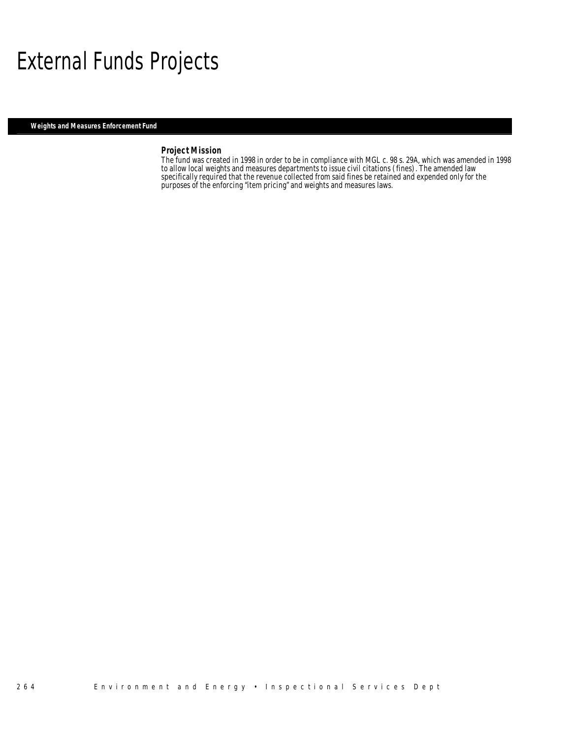# External Funds Projects

## Weights and Measures Enforcement Fund

### Project Mission

The fund was created in 1998 in order to be in compliance with MGL c. 98 s. 29A, which was amended in 1998 to allow local weights and measures departments to issue civil citations (fines). The amended law specifically required that the revenue collected from said fines be retained and expended only for the purposes of the enforcing "item pricing" and weights and measures laws.